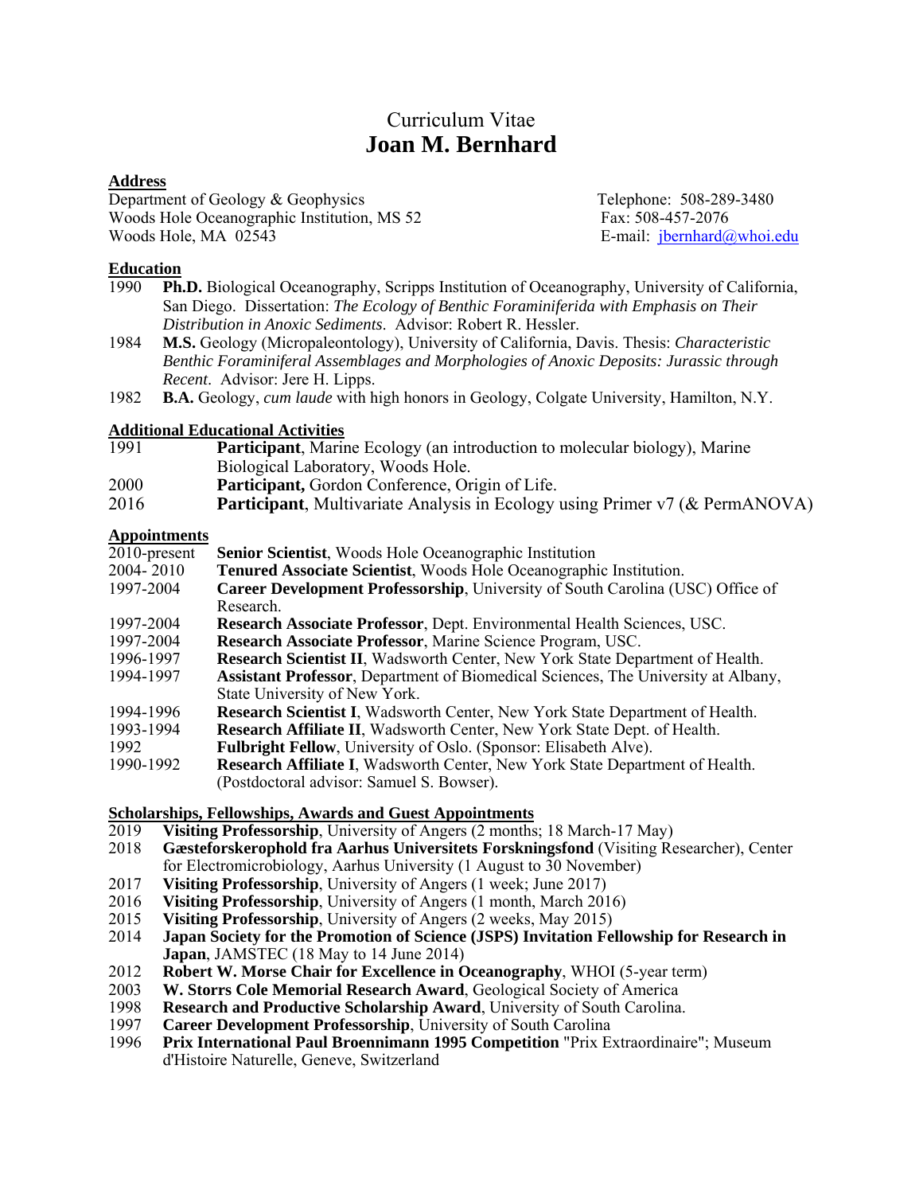# Curriculum Vitae
# Joan M. Bernhard

## Address

Department of Geology & Geophysics
Woods Hole Oceanographic Institution, MS 52
Woods Hole, MA 02543

Telephone: 508-289-3480
Fax: 508-457-2076
E-mail: jbernhard@whoi.edu

## Education

1990 **Ph.D.** Biological Oceanography, Scripps Institution of Oceanography, University of California, San Diego. Dissertation: *The Ecology of Benthic Foraminiferida with Emphasis on Their Distribution in Anoxic Sediments*. Advisor: Robert R. Hessler.

1984 **M.S.** Geology (Micropaleontology), University of California, Davis. Thesis: *Characteristic Benthic Foraminiferal Assemblages and Morphologies of Anoxic Deposits: Jurassic through Recent*. Advisor: Jere H. Lipps.

1982 **B.A.** Geology, *cum laude* with high honors in Geology, Colgate University, Hamilton, N.Y.

## Additional Educational Activities

1991 **Participant**, Marine Ecology (an introduction to molecular biology), Marine Biological Laboratory, Woods Hole.

2000 **Participant,** Gordon Conference, Origin of Life.

2016 **Participant**, Multivariate Analysis in Ecology using Primer v7 (& PermANOVA)

## Appointments

2010-present **Senior Scientist**, Woods Hole Oceanographic Institution

2004- 2010 **Tenured Associate Scientist**, Woods Hole Oceanographic Institution.

1997-2004 **Career Development Professorship**, University of South Carolina (USC) Office of Research.

1997-2004 **Research Associate Professor**, Dept. Environmental Health Sciences, USC.

1997-2004 **Research Associate Professor**, Marine Science Program, USC.

1996-1997 **Research Scientist II**, Wadsworth Center, New York State Department of Health.

1994-1997 **Assistant Professor**, Department of Biomedical Sciences, The University at Albany, State University of New York.

1994-1996 **Research Scientist I**, Wadsworth Center, New York State Department of Health.

1993-1994 **Research Affiliate II**, Wadsworth Center, New York State Dept. of Health.

1992 **Fulbright Fellow**, University of Oslo. (Sponsor: Elisabeth Alve).

1990-1992 **Research Affiliate I**, Wadsworth Center, New York State Department of Health. (Postdoctoral advisor: Samuel S. Bowser).

## Scholarships, Fellowships, Awards and Guest Appointments

2019 **Visiting Professorship**, University of Angers (2 months; 18 March-17 May)

2018 **Gæsteforskerophold fra Aarhus Universitets Forskningsfond** (Visiting Researcher), Center for Electromicrobiology, Aarhus University (1 August to 30 November)

2017 **Visiting Professorship**, University of Angers (1 week; June 2017)

2016 **Visiting Professorship**, University of Angers (1 month, March 2016)

2015 **Visiting Professorship**, University of Angers (2 weeks, May 2015)

2014 **Japan Society for the Promotion of Science (JSPS) Invitation Fellowship for Research in Japan**, JAMSTEC (18 May to 14 June 2014)

2012 **Robert W. Morse Chair for Excellence in Oceanography**, WHOI (5-year term)

2003 **W. Storrs Cole Memorial Research Award**, Geological Society of America

1998 **Research and Productive Scholarship Award**, University of South Carolina.

1997 **Career Development Professorship**, University of South Carolina

1996 **Prix International Paul Broennimann 1995 Competition** "Prix Extraordinaire"; Museum d'Histoire Naturelle, Geneve, Switzerland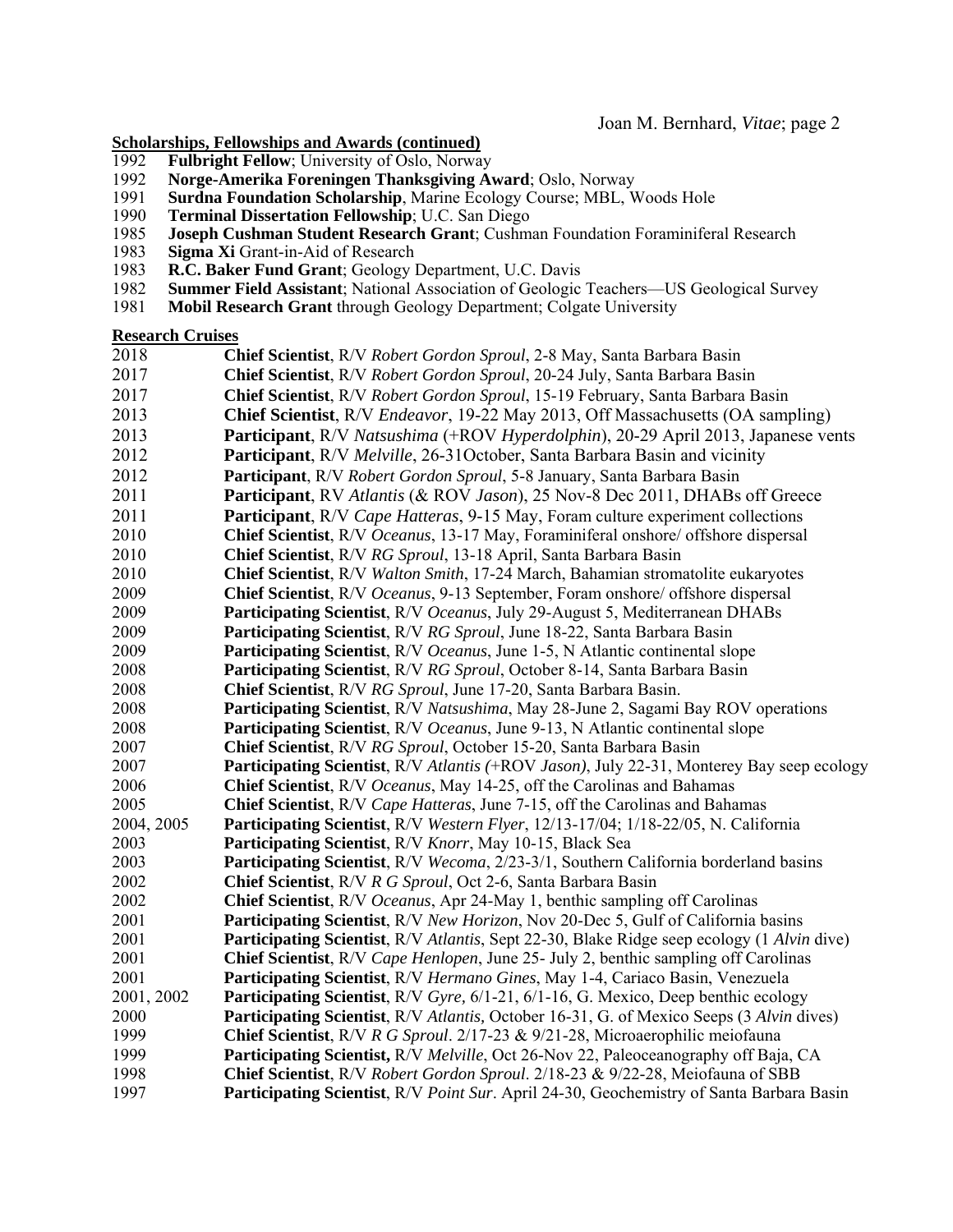**Scholarships, Fellowships and Awards (continued)**

1992 **Fulbright Fellow**; University of Oslo, Norway
1992 **Norge-Amerika Foreningen Thanksgiving Award**; Oslo, Norway
1991 **Surdna Foundation Scholarship**, Marine Ecology Course; MBL, Woods Hole
1990 **Terminal Dissertation Fellowship**; U.C. San Diego
1985 **Joseph Cushman Student Research Grant**; Cushman Foundation Foraminiferal Research
1983 **Sigma Xi** Grant-in-Aid of Research
1983 **R.C. Baker Fund Grant**; Geology Department, U.C. Davis
1982 **Summer Field Assistant**; National Association of Geologic Teachers—US Geological Survey
1981 **Mobil Research Grant** through Geology Department; Colgate University

**Research Cruises**

2018 **Chief Scientist**, R/V *Robert Gordon Sproul*, 2-8 May, Santa Barbara Basin
2017 **Chief Scientist**, R/V *Robert Gordon Sproul*, 20-24 July, Santa Barbara Basin
2017 **Chief Scientist**, R/V *Robert Gordon Sproul*, 15-19 February, Santa Barbara Basin
2013 **Chief Scientist**, R/V *Endeavor*, 19-22 May 2013, Off Massachusetts (OA sampling)
2013 **Participant**, R/V *Natsushima* (+ROV *Hyperdolphin*), 20-29 April 2013, Japanese vents
2012 **Participant**, R/V *Melville*, 26-31October, Santa Barbara Basin and vicinity
2012 **Participant**, R/V *Robert Gordon Sproul*, 5-8 January, Santa Barbara Basin
2011 **Participant**, RV *Atlantis* (& ROV *Jason*), 25 Nov-8 Dec 2011, DHABs off Greece
2011 **Participant**, R/V *Cape Hatteras*, 9-15 May, Foram culture experiment collections
2010 **Chief Scientist**, R/V *Oceanus*, 13-17 May, Foraminiferal onshore/ offshore dispersal
2010 **Chief Scientist**, R/V *RG Sproul*, 13-18 April, Santa Barbara Basin
2010 **Chief Scientist**, R/V *Walton Smith*, 17-24 March, Bahamian stromatolite eukaryotes
2009 **Chief Scientist**, R/V *Oceanus*, 9-13 September, Foram onshore/ offshore dispersal
2009 **Participating Scientist**, R/V *Oceanus*, July 29-August 5, Mediterranean DHABs
2009 **Participating Scientist**, R/V *RG Sproul*, June 18-22, Santa Barbara Basin
2009 **Participating Scientist**, R/V *Oceanus*, June 1-5, N Atlantic continental slope
2008 **Participating Scientist**, R/V *RG Sproul*, October 8-14, Santa Barbara Basin
2008 **Chief Scientist**, R/V *RG Sproul*, June 17-20, Santa Barbara Basin.
2008 **Participating Scientist**, R/V *Natsushima*, May 28-June 2, Sagami Bay ROV operations
2008 **Participating Scientist**, R/V *Oceanus*, June 9-13, N Atlantic continental slope
2007 **Chief Scientist**, R/V *RG Sproul*, October 15-20, Santa Barbara Basin
2007 **Participating Scientist**, R/V *Atlantis (*+ROV *Jason)*, July 22-31, Monterey Bay seep ecology
2006 **Chief Scientist**, R/V *Oceanus*, May 14-25, off the Carolinas and Bahamas
2005 **Chief Scientist**, R/V *Cape Hatteras*, June 7-15, off the Carolinas and Bahamas
2004, 2005 **Participating Scientist**, R/V *Western Flyer*, 12/13-17/04; 1/18-22/05, N. California
2003 **Participating Scientist**, R/V *Knorr*, May 10-15, Black Sea
2003 **Participating Scientist**, R/V *Wecoma*, 2/23-3/1, Southern California borderland basins
2002 **Chief Scientist**, R/V *R G Sproul*, Oct 2-6, Santa Barbara Basin
2002 **Chief Scientist**, R/V *Oceanus*, Apr 24-May 1, benthic sampling off Carolinas
2001 **Participating Scientist**, R/V *New Horizon*, Nov 20-Dec 5, Gulf of California basins
2001 **Participating Scientist**, R/V *Atlantis*, Sept 22-30, Blake Ridge seep ecology (1 *Alvin* dive)
2001 **Chief Scientist**, R/V *Cape Henlopen*, June 25- July 2, benthic sampling off Carolinas
2001 **Participating Scientist**, R/V *Hermano Gines*, May 1-4, Cariaco Basin, Venezuela
2001, 2002 **Participating Scientist**, R/V *Gyre,* 6/1-21, 6/1-16, G. Mexico, Deep benthic ecology
2000 **Participating Scientist**, R/V *Atlantis,* October 16-31, G. of Mexico Seeps (3 *Alvin* dives)
1999 **Chief Scientist**, R/V *R G Sproul*. 2/17-23 & 9/21-28, Microaerophilic meiofauna
1999 **Participating Scientist,** R/V *Melville*, Oct 26-Nov 22, Paleoceanography off Baja, CA
1998 **Chief Scientist**, R/V *Robert Gordon Sproul*. 2/18-23 & 9/22-28, Meiofauna of SBB
1997 **Participating Scientist**, R/V *Point Sur*. April 24-30, Geochemistry of Santa Barbara Basin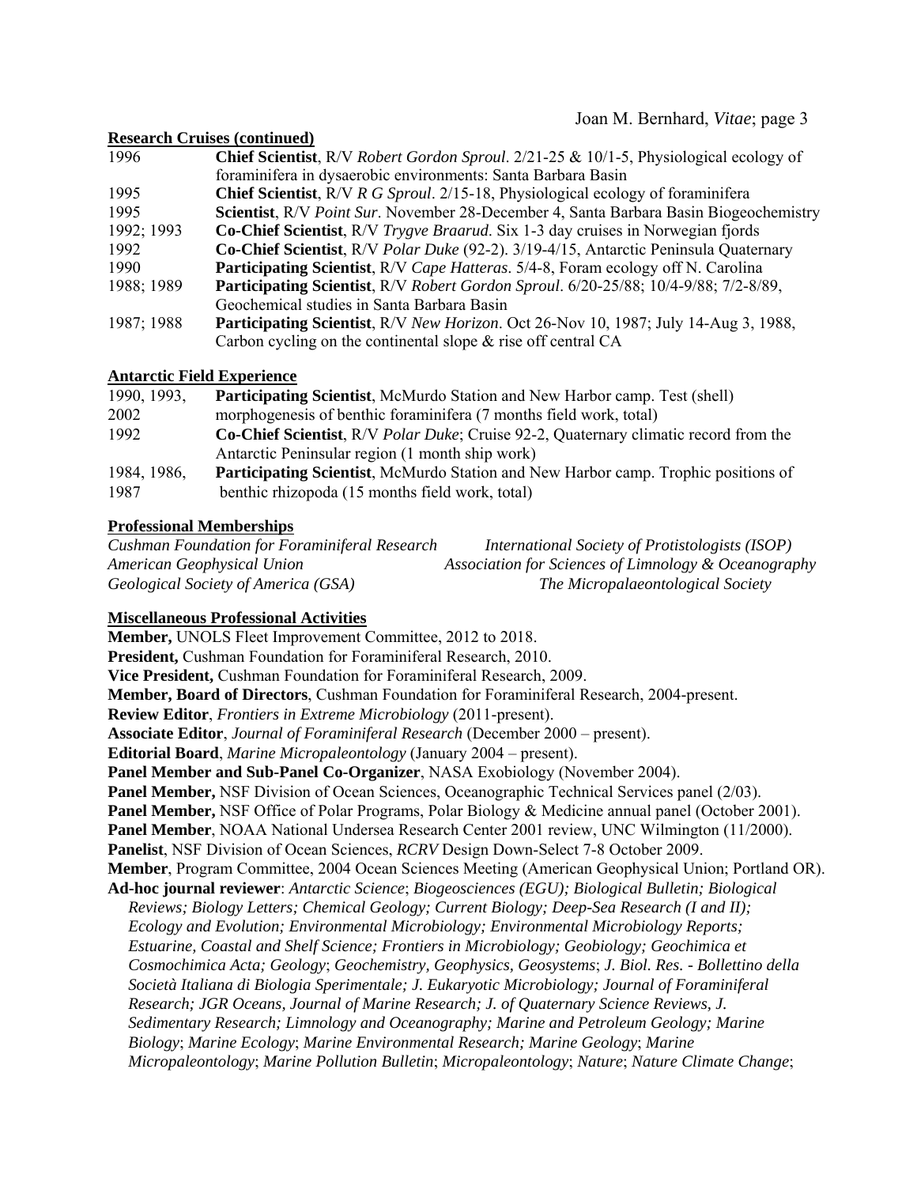## Research Cruises (continued)

| | |
|---|---|
| 1996 | **Chief Scientist**, R/V *Robert Gordon Sproul*. 2/21-25 & 10/1-5, Physiological ecology of foraminifera in dysaerobic environments: Santa Barbara Basin |
| 1995 | **Chief Scientist**, R/V *R G Sproul*. 2/15-18, Physiological ecology of foraminifera |
| 1995 | **Scientist**, R/V *Point Sur*. November 28-December 4, Santa Barbara Basin Biogeochemistry |
| 1992; 1993 | **Co-Chief Scientist**, R/V *Trygve Braarud*. Six 1-3 day cruises in Norwegian fjords |
| 1992 | **Co-Chief Scientist**, R/V *Polar Duke* (92-2). 3/19-4/15, Antarctic Peninsula Quaternary |
| 1990 | **Participating Scientist**, R/V *Cape Hatteras*. 5/4-8, Foram ecology off N. Carolina |
| 1988; 1989 | **Participating Scientist**, R/V *Robert Gordon Sproul*. 6/20-25/88; 10/4-9/88; 7/2-8/89, Geochemical studies in Santa Barbara Basin |
| 1987; 1988 | **Participating Scientist**, R/V *New Horizon*. Oct 26-Nov 10, 1987; July 14-Aug 3, 1988, Carbon cycling on the continental slope & rise off central CA |

## Antarctic Field Experience

| | |
|---|---|
| 1990, 1993, 2002 | **Participating Scientist**, McMurdo Station and New Harbor camp. Test (shell) morphogenesis of benthic foraminifera (7 months field work, total) |
| 1992 | **Co-Chief Scientist**, R/V *Polar Duke*; Cruise 92-2, Quaternary climatic record from the Antarctic Peninsular region (1 month ship work) |
| 1984, 1986, 1987 | **Participating Scientist**, McMurdo Station and New Harbor camp. Trophic positions of benthic rhizopoda (15 months field work, total) |

## Professional Memberships

*Cushman Foundation for Foraminiferal Research*
*International Society of Protistologists (ISOP)*
*American Geophysical Union*
*Association for Sciences of Limnology & Oceanography*
*Geological Society of America (GSA)*
*The Micropalaeontological Society*

## Miscellaneous Professional Activities

**Member,** UNOLS Fleet Improvement Committee, 2012 to 2018.
**President,** Cushman Foundation for Foraminiferal Research, 2010.
**Vice President,** Cushman Foundation for Foraminiferal Research, 2009.
**Member, Board of Directors**, Cushman Foundation for Foraminiferal Research, 2004-present.
**Review Editor**, *Frontiers in Extreme Microbiology* (2011-present).
**Associate Editor**, *Journal of Foraminiferal Research* (December 2000 – present).
**Editorial Board**, *Marine Micropaleontology* (January 2004 – present).
**Panel Member and Sub-Panel Co-Organizer**, NASA Exobiology (November 2004).
**Panel Member,** NSF Division of Ocean Sciences, Oceanographic Technical Services panel (2/03).
**Panel Member,** NSF Office of Polar Programs, Polar Biology & Medicine annual panel (October 2001).
**Panel Member**, NOAA National Undersea Research Center 2001 review, UNC Wilmington (11/2000).
**Panelist**, NSF Division of Ocean Sciences, *RCRV* Design Down-Select 7-8 October 2009.
**Member**, Program Committee, 2004 Ocean Sciences Meeting (American Geophysical Union; Portland OR).
**Ad-hoc journal reviewer**: *Antarctic Science*; *Biogeosciences (EGU); Biological Bulletin; Biological Reviews; Biology Letters; Chemical Geology; Current Biology; Deep-Sea Research (I and II); Ecology and Evolution; Environmental Microbiology; Environmental Microbiology Reports; Estuarine, Coastal and Shelf Science; Frontiers in Microbiology; Geobiology; Geochimica et Cosmochimica Acta; Geology*; *Geochemistry, Geophysics, Geosystems*; *J. Biol. Res. - Bollettino della Società Italiana di Biologia Sperimentale; J. Eukaryotic Microbiology; Journal of Foraminiferal Research; JGR Oceans, Journal of Marine Research; J. of Quaternary Science Reviews, J. Sedimentary Research; Limnology and Oceanography; Marine and Petroleum Geology; Marine Biology*; *Marine Ecology*; *Marine Environmental Research; Marine Geology*; *Marine Micropaleontology*; *Marine Pollution Bulletin*; *Micropaleontology*; *Nature*; *Nature Climate Change*;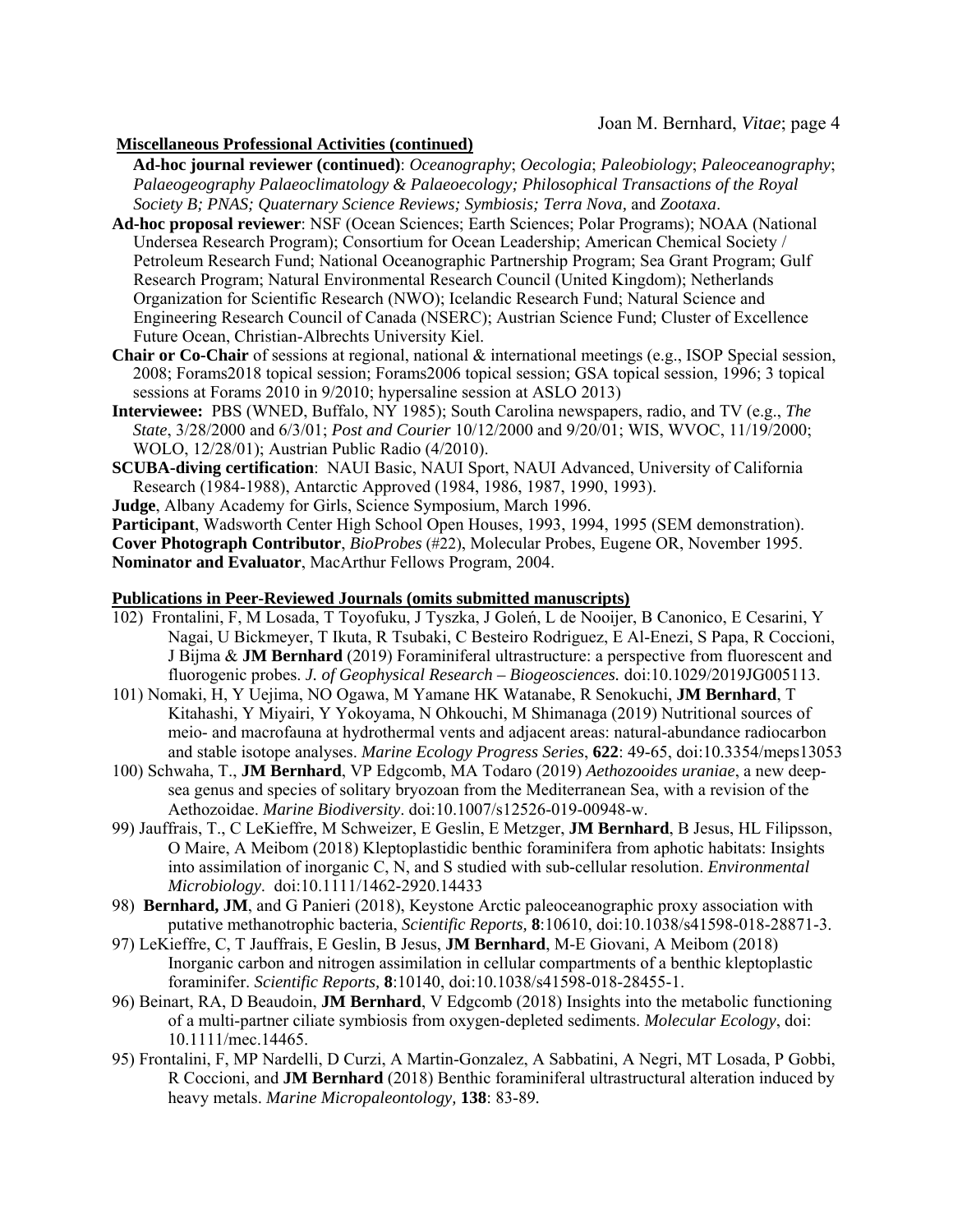**Miscellaneous Professional Activities (continued)**

**Ad-hoc journal reviewer (continued)**: *Oceanography*; *Oecologia*; *Paleobiology*; *Paleoceanography*; *Palaeogeography Palaeoclimatology & Palaeoecology; Philosophical Transactions of the Royal Society B; PNAS; Quaternary Science Reviews; Symbiosis; Terra Nova,* and *Zootaxa*.

**Ad-hoc proposal reviewer**: NSF (Ocean Sciences; Earth Sciences; Polar Programs); NOAA (National Undersea Research Program); Consortium for Ocean Leadership; American Chemical Society / Petroleum Research Fund; National Oceanographic Partnership Program; Sea Grant Program; Gulf Research Program; Natural Environmental Research Council (United Kingdom); Netherlands Organization for Scientific Research (NWO); Icelandic Research Fund; Natural Science and Engineering Research Council of Canada (NSERC); Austrian Science Fund; Cluster of Excellence Future Ocean, Christian-Albrechts University Kiel.

**Chair or Co-Chair** of sessions at regional, national & international meetings (e.g., ISOP Special session, 2008; Forams2018 topical session; Forams2006 topical session; GSA topical session, 1996; 3 topical sessions at Forams 2010 in 9/2010; hypersaline session at ASLO 2013)

**Interviewee:** PBS (WNED, Buffalo, NY 1985); South Carolina newspapers, radio, and TV (e.g., *The State*, 3/28/2000 and 6/3/01; *Post and Courier* 10/12/2000 and 9/20/01; WIS, WVOC, 11/19/2000; WOLO, 12/28/01); Austrian Public Radio (4/2010).

**SCUBA-diving certification**: NAUI Basic, NAUI Sport, NAUI Advanced, University of California Research (1984-1988), Antarctic Approved (1984, 1986, 1987, 1990, 1993).

**Judge**, Albany Academy for Girls, Science Symposium, March 1996.

**Participant**, Wadsworth Center High School Open Houses, 1993, 1994, 1995 (SEM demonstration).

**Cover Photograph Contributor**, *BioProbes* (#22), Molecular Probes, Eugene OR, November 1995.

**Nominator and Evaluator**, MacArthur Fellows Program, 2004.

**Publications in Peer-Reviewed Journals (omits submitted manuscripts)**

102) Frontalini, F, M Losada, T Toyofuku, J Tyszka, J Goleń, L de Nooijer, B Canonico, E Cesarini, Y Nagai, U Bickmeyer, T Ikuta, R Tsubaki, C Besteiro Rodriguez, E Al-Enezi, S Papa, R Coccioni, J Bijma & **JM Bernhard** (2019) Foraminiferal ultrastructure: a perspective from fluorescent and fluorogenic probes. *J. of Geophysical Research – Biogeosciences.* doi:10.1029/2019JG005113.

101) Nomaki, H, Y Uejima, NO Ogawa, M Yamane HK Watanabe, R Senokuchi, **JM Bernhard**, T Kitahashi, Y Miyairi, Y Yokoyama, N Ohkouchi, M Shimanaga (2019) Nutritional sources of meio- and macrofauna at hydrothermal vents and adjacent areas: natural-abundance radiocarbon and stable isotope analyses. *Marine Ecology Progress Series*, **622**: 49-65, doi:10.3354/meps13053

100) Schwaha, T., **JM Bernhard**, VP Edgcomb, MA Todaro (2019) *Aethozooides uraniae*, a new deep-sea genus and species of solitary bryozoan from the Mediterranean Sea, with a revision of the Aethozoidae. *Marine Biodiversity*. doi:10.1007/s12526-019-00948-w.

99) Jauffrais, T., C LeKieffre, M Schweizer, E Geslin, E Metzger, **JM Bernhard**, B Jesus, HL Filipsson, O Maire, A Meibom (2018) Kleptoplastidic benthic foraminifera from aphotic habitats: Insights into assimilation of inorganic C, N, and S studied with sub-cellular resolution. *Environmental Microbiology*. doi:10.1111/1462-2920.14433

98) **Bernhard, JM**, and G Panieri (2018), Keystone Arctic paleoceanographic proxy association with putative methanotrophic bacteria, *Scientific Reports,* **8**:10610, doi:10.1038/s41598-018-28871-3.

97) LeKieffre, C, T Jauffrais, E Geslin, B Jesus, **JM Bernhard**, M-E Giovani, A Meibom (2018) Inorganic carbon and nitrogen assimilation in cellular compartments of a benthic kleptoplastic foraminifer. *Scientific Reports,* **8**:10140, doi:10.1038/s41598-018-28455-1.

96) Beinart, RA, D Beaudoin, **JM Bernhard**, V Edgcomb (2018) Insights into the metabolic functioning of a multi-partner ciliate symbiosis from oxygen-depleted sediments. *Molecular Ecology*, doi: 10.1111/mec.14465.

95) Frontalini, F, MP Nardelli, D Curzi, A Martin-Gonzalez, A Sabbatini, A Negri, MT Losada, P Gobbi, R Coccioni, and **JM Bernhard** (2018) Benthic foraminiferal ultrastructural alteration induced by heavy metals. *Marine Micropaleontology,* **138**: 83-89.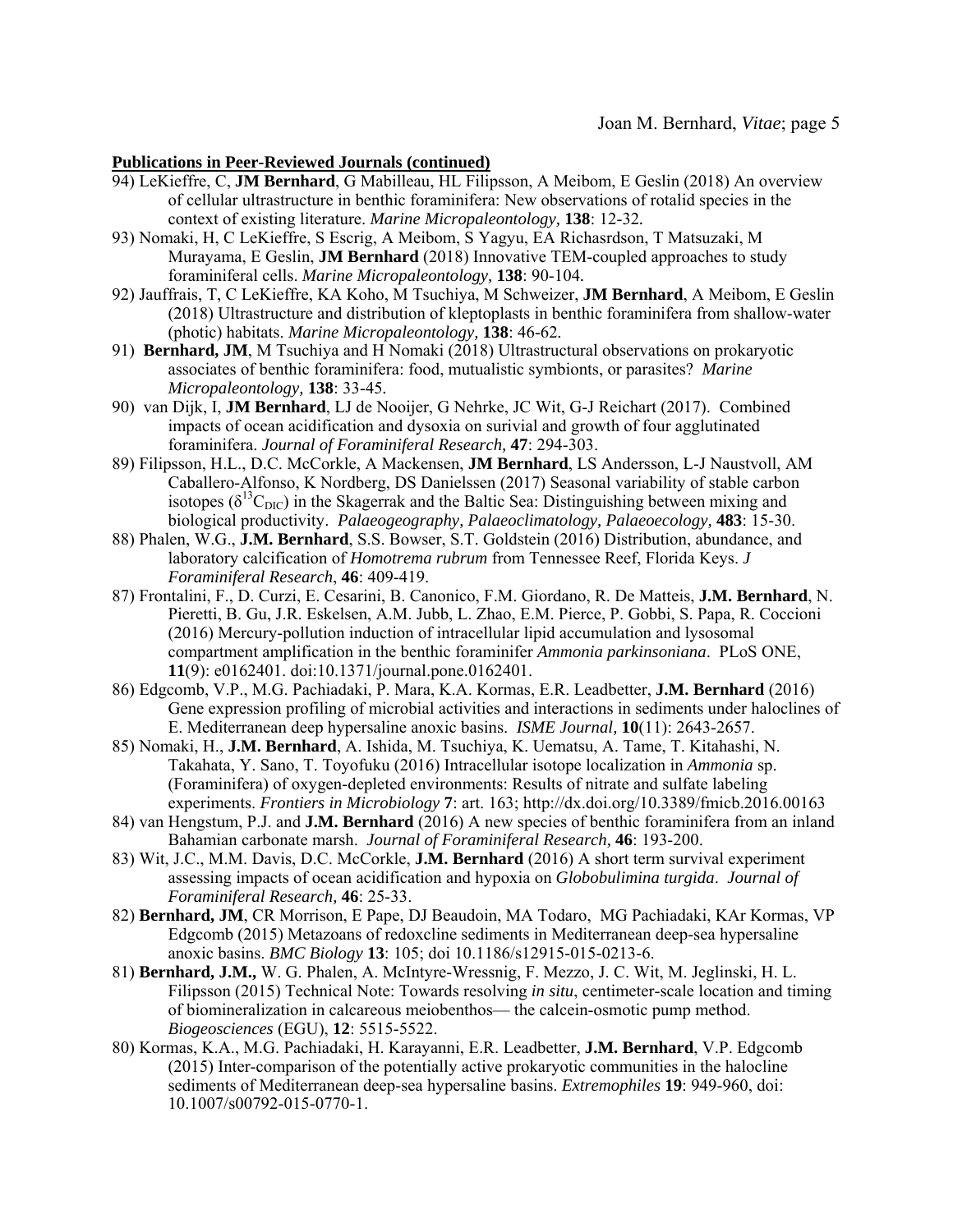**Publications in Peer-Reviewed Journals (continued)**

94) LeKieffre, C, **JM Bernhard**, G Mabilleau, HL Filipsson, A Meibom, E Geslin (2018) An overview of cellular ultrastructure in benthic foraminifera: New observations of rotalid species in the context of existing literature. *Marine Micropaleontology,* **138**: 12-32.

93) Nomaki, H, C LeKieffre, S Escrig, A Meibom, S Yagyu, EA Richasrdson, T Matsuzaki, M Murayama, E Geslin, **JM Bernhard** (2018) Innovative TEM-coupled approaches to study foraminiferal cells. *Marine Micropaleontology,* **138**: 90-104.

92) Jauffrais, T, C LeKieffre, KA Koho, M Tsuchiya, M Schweizer, **JM Bernhard**, A Meibom, E Geslin (2018) Ultrastructure and distribution of kleptoplasts in benthic foraminifera from shallow-water (photic) habitats. *Marine Micropaleontology,* **138**: 46-62.

91) **Bernhard, JM**, M Tsuchiya and H Nomaki (2018) Ultrastructural observations on prokaryotic associates of benthic foraminifera: food, mutualistic symbionts, or parasites? *Marine Micropaleontology,* **138**: 33-45.

90) van Dijk, I, **JM Bernhard**, LJ de Nooijer, G Nehrke, JC Wit, G-J Reichart (2017). Combined impacts of ocean acidification and dysoxia on surivial and growth of four agglutinated foraminifera. *Journal of Foraminiferal Research,* **47**: 294-303.

89) Filipsson, H.L., D.C. McCorkle, A Mackensen, **JM Bernhard**, LS Andersson, L-J Naustvoll, AM Caballero-Alfonso, K Nordberg, DS Danielssen (2017) Seasonal variability of stable carbon isotopes ($\delta^{13}C_{DIC}$) in the Skagerrak and the Baltic Sea: Distinguishing between mixing and biological productivity. *Palaeogeography, Palaeoclimatology, Palaeoecology,* **483**: 15-30.

88) Phalen, W.G., **J.M. Bernhard**, S.S. Bowser, S.T. Goldstein (2016) Distribution, abundance, and laboratory calcification of *Homotrema rubrum* from Tennessee Reef, Florida Keys. *J Foraminiferal Research*, **46**: 409-419.

87) Frontalini, F., D. Curzi, E. Cesarini, B. Canonico, F.M. Giordano, R. De Matteis, **J.M. Bernhard**, N. Pieretti, B. Gu, J.R. Eskelsen, A.M. Jubb, L. Zhao, E.M. Pierce, P. Gobbi, S. Papa, R. Coccioni (2016) Mercury-pollution induction of intracellular lipid accumulation and lysosomal compartment amplification in the benthic foraminifer *Ammonia parkinsoniana*. PLoS ONE, **11**(9): e0162401. doi:10.1371/journal.pone.0162401.

86) Edgcomb, V.P., M.G. Pachiadaki, P. Mara, K.A. Kormas, E.R. Leadbetter, **J.M. Bernhard** (2016) Gene expression profiling of microbial activities and interactions in sediments under haloclines of E. Mediterranean deep hypersaline anoxic basins. *ISME Journal,* **10**(11): 2643-2657.

85) Nomaki, H., **J.M. Bernhard**, A. Ishida, M. Tsuchiya, K. Uematsu, A. Tame, T. Kitahashi, N. Takahata, Y. Sano, T. Toyofuku (2016) Intracellular isotope localization in *Ammonia* sp. (Foraminifera) of oxygen-depleted environments: Results of nitrate and sulfate labeling experiments. *Frontiers in Microbiology* **7**: art. 163; http://dx.doi.org/10.3389/fmicb.2016.00163

84) van Hengstum, P.J. and **J.M. Bernhard** (2016) A new species of benthic foraminifera from an inland Bahamian carbonate marsh. *Journal of Foraminiferal Research,* **46**: 193-200.

83) Wit, J.C., M.M. Davis, D.C. McCorkle, **J.M. Bernhard** (2016) A short term survival experiment assessing impacts of ocean acidification and hypoxia on *Globobulimina turgida*. *Journal of Foraminiferal Research,* **46**: 25-33.

82) **Bernhard, JM**, CR Morrison, E Pape, DJ Beaudoin, MA Todaro, MG Pachiadaki, KAr Kormas, VP Edgcomb (2015) Metazoans of redoxcline sediments in Mediterranean deep-sea hypersaline anoxic basins. *BMC Biology* **13**: 105; doi 10.1186/s12915-015-0213-6.

81) **Bernhard, J.M.,** W. G. Phalen, A. McIntyre-Wressnig, F. Mezzo, J. C. Wit, M. Jeglinski, H. L. Filipsson (2015) Technical Note: Towards resolving *in situ*, centimeter-scale location and timing of biomineralization in calcareous meiobenthos— the calcein-osmotic pump method. *Biogeosciences* (EGU), **12**: 5515-5522.

80) Kormas, K.A., M.G. Pachiadaki, H. Karayanni, E.R. Leadbetter, **J.M. Bernhard**, V.P. Edgcomb (2015) Inter-comparison of the potentially active prokaryotic communities in the halocline sediments of Mediterranean deep-sea hypersaline basins. *Extremophiles* **19**: 949-960, doi: 10.1007/s00792-015-0770-1.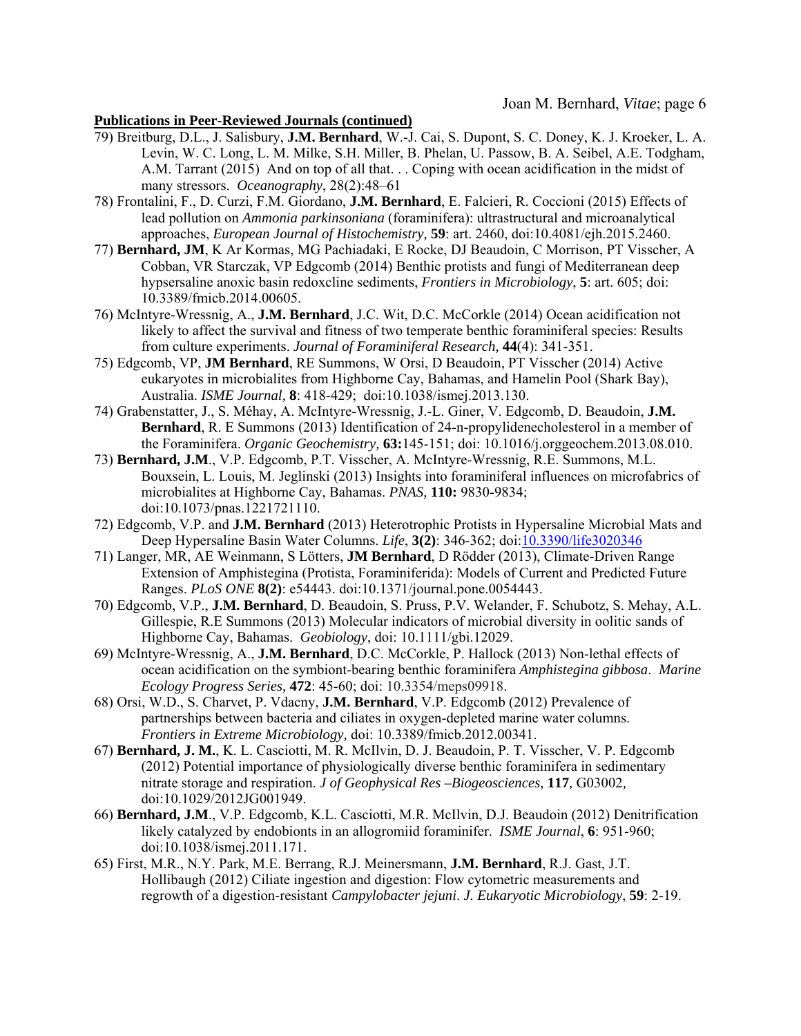**Publications in Peer-Reviewed Journals (continued)**

79) Breitburg, D.L., J. Salisbury, **J.M. Bernhard**, W.-J. Cai, S. Dupont, S. C. Doney, K. J. Kroeker, L. A. Levin, W. C. Long, L. M. Milke, S.H. Miller, B. Phelan, U. Passow, B. A. Seibel, A.E. Todgham, A.M. Tarrant (2015) And on top of all that. . . Coping with ocean acidification in the midst of many stressors. *Oceanography*, 28(2):48–61

78) Frontalini, F., D. Curzi, F.M. Giordano, **J.M. Bernhard**, E. Falcieri, R. Coccioni (2015) Effects of lead pollution on *Ammonia parkinsoniana* (foraminifera): ultrastructural and microanalytical approaches, *European Journal of Histochemistry,* **59**: art. 2460, doi:10.4081/ejh.2015.2460.

77) **Bernhard, JM**, K Ar Kormas, MG Pachiadaki, E Rocke, DJ Beaudoin, C Morrison, PT Visscher, A Cobban, VR Starczak, VP Edgcomb (2014) Benthic protists and fungi of Mediterranean deep hypsersaline anoxic basin redoxcline sediments, *Frontiers in Microbiology*, **5**: art. 605; doi: 10.3389/fmicb.2014.00605.

76) McIntyre-Wressnig, A., **J.M. Bernhard**, J.C. Wit, D.C. McCorkle (2014) Ocean acidification not likely to affect the survival and fitness of two temperate benthic foraminiferal species: Results from culture experiments. *Journal of Foraminiferal Research,* **44**(4): 341-351.

75) Edgcomb, VP, **JM Bernhard**, RE Summons, W Orsi, D Beaudoin, PT Visscher (2014) Active eukaryotes in microbialites from Highborne Cay, Bahamas, and Hamelin Pool (Shark Bay), Australia. *ISME Journal,* **8**: 418-429; doi:10.1038/ismej.2013.130.

74) Grabenstatter, J., S. Méhay, A. McIntyre-Wressnig, J.-L. Giner, V. Edgcomb, D. Beaudoin, **J.M. Bernhard**, R. E Summons (2013) Identification of 24-n-propylidenecholesterol in a member of the Foraminifera. *Organic Geochemistry,* **63:**145-151; doi: 10.1016/j.orggeochem.2013.08.010.

73) **Bernhard, J.M**., V.P. Edgcomb, P.T. Visscher, A. McIntyre-Wressnig, R.E. Summons, M.L. Bouxsein, L. Louis, M. Jeglinski (2013) Insights into foraminiferal influences on microfabrics of microbialites at Highborne Cay, Bahamas. *PNAS,* **110:** 9830-9834; doi:10.1073/pnas.1221721110.

72) Edgcomb, V.P. and **J.M. Bernhard** (2013) Heterotrophic Protists in Hypersaline Microbial Mats and Deep Hypersaline Basin Water Columns. *Life*, **3(2)**: 346-362; doi:10.3390/life3020346

71) Langer, MR, AE Weinmann, S Lötters, **JM Bernhard**, D Rödder (2013), Climate-Driven Range Extension of Amphistegina (Protista, Foraminiferida): Models of Current and Predicted Future Ranges. *PLoS ONE* **8(2)**: e54443. doi:10.1371/journal.pone.0054443.

70) Edgcomb, V.P., **J.M. Bernhard**, D. Beaudoin, S. Pruss, P.V. Welander, F. Schubotz, S. Mehay, A.L. Gillespie, R.E Summons (2013) Molecular indicators of microbial diversity in oolitic sands of Highborne Cay, Bahamas. *Geobiology*, doi: 10.1111/gbi.12029.

69) McIntyre-Wressnig, A., **J.M. Bernhard**, D.C. McCorkle, P. Hallock (2013) Non-lethal effects of ocean acidification on the symbiont-bearing benthic foraminifera *Amphistegina gibbosa*. *Marine Ecology Progress Series,* **472**: 45-60; doi: 10.3354/meps09918.

68) Orsi, W.D., S. Charvet, P. Vdacny, **J.M. Bernhard**, V.P. Edgcomb (2012) Prevalence of partnerships between bacteria and ciliates in oxygen-depleted marine water columns. *Frontiers in Extreme Microbiology,* doi: 10.3389/fmicb.2012.00341.

67) **Bernhard, J. M.**, K. L. Casciotti, M. R. McIlvin, D. J. Beaudoin, P. T. Visscher, V. P. Edgcomb (2012) Potential importance of physiologically diverse benthic foraminifera in sedimentary nitrate storage and respiration. *J of Geophysical Res –Biogeosciences,* **117***,* G03002*,* doi:10.1029/2012JG001949.

66) **Bernhard, J.M**., V.P. Edgcomb, K.L. Casciotti, M.R. McIlvin, D.J. Beaudoin (2012) Denitrification likely catalyzed by endobionts in an allogromiid foraminifer. *ISME Journal*, **6**: 951-960; doi:10.1038/ismej.2011.171.

65) First, M.R., N.Y. Park, M.E. Berrang, R.J. Meinersmann, **J.M. Bernhard**, R.J. Gast, J.T. Hollibaugh (2012) Ciliate ingestion and digestion: Flow cytometric measurements and regrowth of a digestion-resistant *Campylobacter jejuni*. *J. Eukaryotic Microbiology*, **59**: 2-19.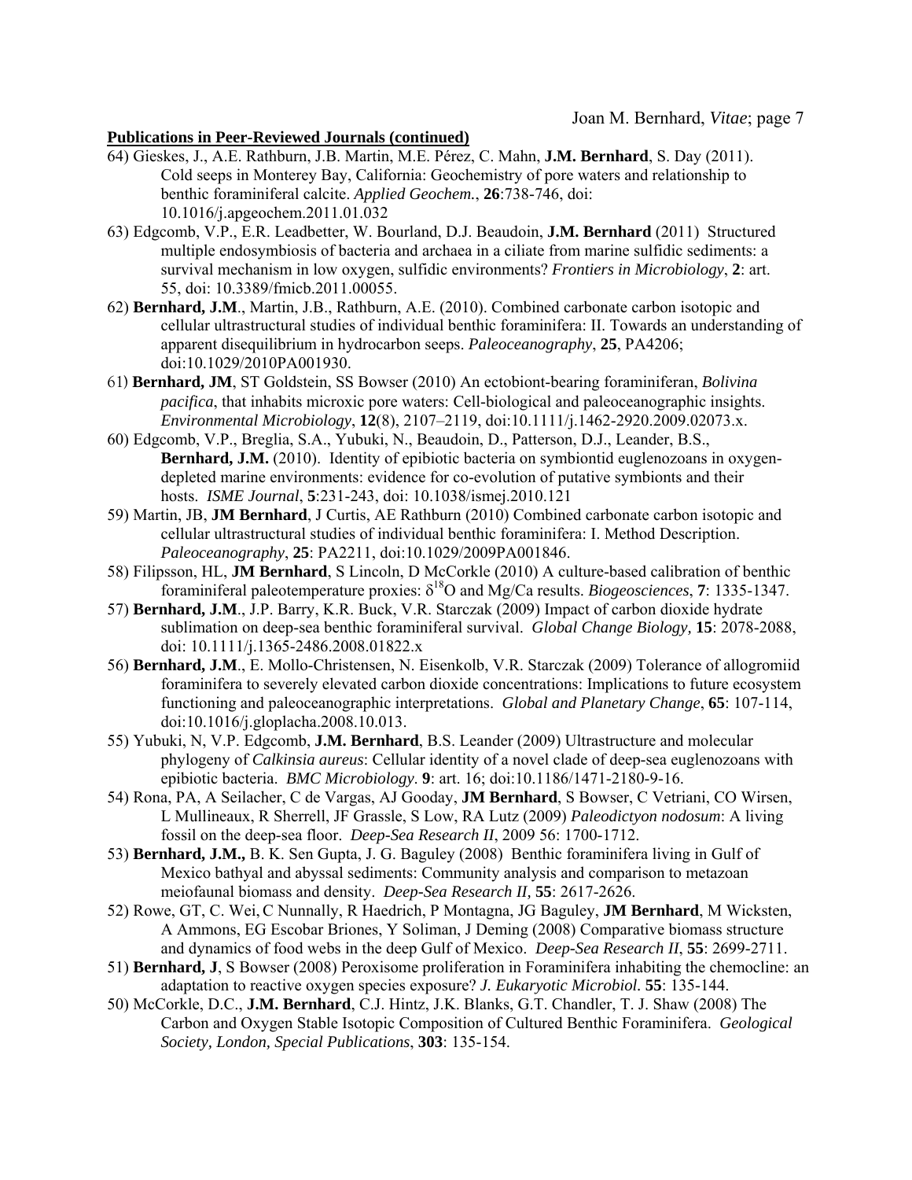**Publications in Peer-Reviewed Journals (continued)**

64) Gieskes, J., A.E. Rathburn, J.B. Martin, M.E. Pérez, C. Mahn, **J.M. Bernhard**, S. Day (2011). Cold seeps in Monterey Bay, California: Geochemistry of pore waters and relationship to benthic foraminiferal calcite. *Applied Geochem.*, **26**:738-746, doi: 10.1016/j.apgeochem.2011.01.032

63) Edgcomb, V.P., E.R. Leadbetter, W. Bourland, D.J. Beaudoin, **J.M. Bernhard** (2011) Structured multiple endosymbiosis of bacteria and archaea in a ciliate from marine sulfidic sediments: a survival mechanism in low oxygen, sulfidic environments? *Frontiers in Microbiology*, **2**: art. 55, doi: 10.3389/fmicb.2011.00055.

62) **Bernhard, J.M**., Martin, J.B., Rathburn, A.E. (2010). Combined carbonate carbon isotopic and cellular ultrastructural studies of individual benthic foraminifera: II. Towards an understanding of apparent disequilibrium in hydrocarbon seeps. *Paleoceanography*, **25**, PA4206; doi:10.1029/2010PA001930.

61) **Bernhard, JM**, ST Goldstein, SS Bowser (2010) An ectobiont-bearing foraminiferan, *Bolivina pacifica*, that inhabits microxic pore waters: Cell-biological and paleoceanographic insights. *Environmental Microbiology*, **12**(8), 2107–2119, doi:10.1111/j.1462-2920.2009.02073.x.

60) Edgcomb, V.P., Breglia, S.A., Yubuki, N., Beaudoin, D., Patterson, D.J., Leander, B.S., **Bernhard, J.M.** (2010). Identity of epibiotic bacteria on symbiontid euglenozoans in oxygen-depleted marine environments: evidence for co-evolution of putative symbionts and their hosts. *ISME Journal*, **5**:231-243, doi: 10.1038/ismej.2010.121

59) Martin, JB, **JM Bernhard**, J Curtis, AE Rathburn (2010) Combined carbonate carbon isotopic and cellular ultrastructural studies of individual benthic foraminifera: I. Method Description. *Paleoceanography*, **25**: PA2211, doi:10.1029/2009PA001846.

58) Filipsson, HL, **JM Bernhard**, S Lincoln, D McCorkle (2010) A culture-based calibration of benthic foraminiferal paleotemperature proxies: $\delta^{18}O$ and Mg/Ca results. *Biogeosciences*, **7**: 1335-1347.

57) **Bernhard, J.M**., J.P. Barry, K.R. Buck, V.R. Starczak (2009) Impact of carbon dioxide hydrate sublimation on deep-sea benthic foraminiferal survival. *Global Change Biology,* **15**: 2078-2088, doi: 10.1111/j.1365-2486.2008.01822.x

56) **Bernhard, J.M**., E. Mollo-Christensen, N. Eisenkolb, V.R. Starczak (2009) Tolerance of allogromiid foraminifera to severely elevated carbon dioxide concentrations: Implications to future ecosystem functioning and paleoceanographic interpretations. *Global and Planetary Change*, **65**: 107-114, doi:10.1016/j.gloplacha.2008.10.013.

55) Yubuki, N, V.P. Edgcomb, **J.M. Bernhard**, B.S. Leander (2009) Ultrastructure and molecular phylogeny of *Calkinsia aureus*: Cellular identity of a novel clade of deep-sea euglenozoans with epibiotic bacteria. *BMC Microbiology*. **9**: art. 16; doi:10.1186/1471-2180-9-16.

54) Rona, PA, A Seilacher, C de Vargas, AJ Gooday, **JM Bernhard**, S Bowser, C Vetriani, CO Wirsen, L Mullineaux, R Sherrell, JF Grassle, S Low, RA Lutz (2009) *Paleodictyon nodosum*: A living fossil on the deep-sea floor. *Deep-Sea Research II*, 2009 56: 1700-1712.

53) **Bernhard, J.M.,** B. K. Sen Gupta, J. G. Baguley (2008) Benthic foraminifera living in Gulf of Mexico bathyal and abyssal sediments: Community analysis and comparison to metazoan meiofaunal biomass and density. *Deep-Sea Research II,* **55**: 2617-2626.

52) Rowe, GT, C. Wei, C Nunnally, R Haedrich, P Montagna, JG Baguley, **JM Bernhard**, M Wicksten, A Ammons, EG Escobar Briones, Y Soliman, J Deming (2008) Comparative biomass structure and dynamics of food webs in the deep Gulf of Mexico. *Deep-Sea Research II*, **55**: 2699-2711.

51) **Bernhard, J**, S Bowser (2008) Peroxisome proliferation in Foraminifera inhabiting the chemocline: an adaptation to reactive oxygen species exposure? *J. Eukaryotic Microbiol.* **55**: 135-144.

50) McCorkle, D.C., **J.M. Bernhard**, C.J. Hintz, J.K. Blanks, G.T. Chandler, T. J. Shaw (2008) The Carbon and Oxygen Stable Isotopic Composition of Cultured Benthic Foraminifera. *Geological Society, London, Special Publications*, **303**: 135-154.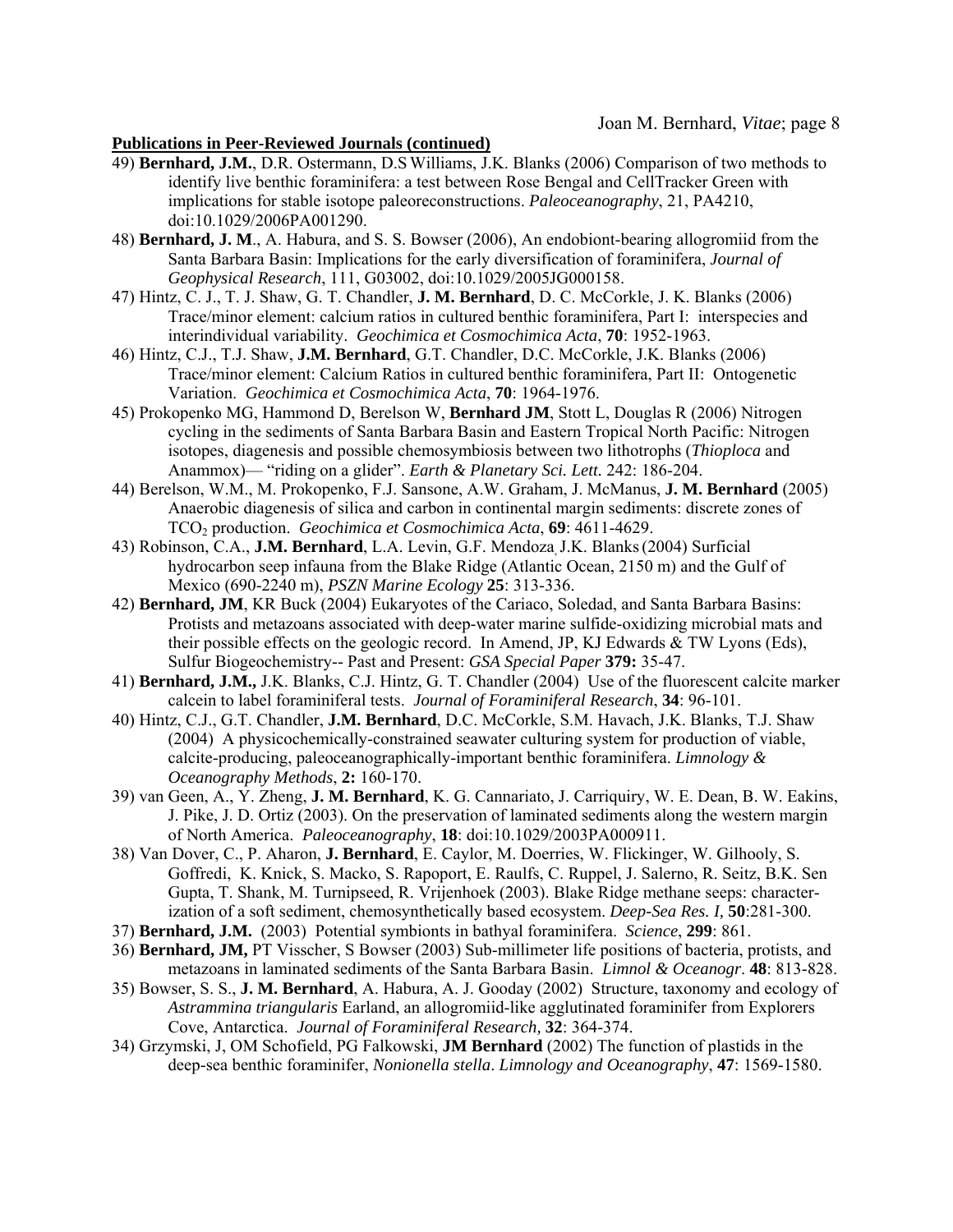**Publications in Peer-Reviewed Journals (continued)**

49) **Bernhard, J.M.**, D.R. Ostermann, D.S Williams, J.K. Blanks (2006) Comparison of two methods to identify live benthic foraminifera: a test between Rose Bengal and CellTracker Green with implications for stable isotope paleoreconstructions. *Paleoceanography*, 21, PA4210, doi:10.1029/2006PA001290.

48) **Bernhard, J. M**., A. Habura, and S. S. Bowser (2006), An endobiont-bearing allogromiid from the Santa Barbara Basin: Implications for the early diversification of foraminifera, *Journal of Geophysical Research*, 111, G03002, doi:10.1029/2005JG000158.

47) Hintz, C. J., T. J. Shaw, G. T. Chandler, **J. M. Bernhard**, D. C. McCorkle, J. K. Blanks (2006) Trace/minor element: calcium ratios in cultured benthic foraminifera, Part I: interspecies and interindividual variability. *Geochimica et Cosmochimica Acta*, **70**: 1952-1963.

46) Hintz, C.J., T.J. Shaw, **J.M. Bernhard**, G.T. Chandler, D.C. McCorkle, J.K. Blanks (2006) Trace/minor element: Calcium Ratios in cultured benthic foraminifera, Part II: Ontogenetic Variation. *Geochimica et Cosmochimica Acta*, **70**: 1964-1976.

45) Prokopenko MG, Hammond D, Berelson W, **Bernhard JM**, Stott L, Douglas R (2006) Nitrogen cycling in the sediments of Santa Barbara Basin and Eastern Tropical North Pacific: Nitrogen isotopes, diagenesis and possible chemosymbiosis between two lithotrophs (*Thioploca* and Anammox)— "riding on a glider". *Earth & Planetary Sci. Lett.* 242: 186-204.

44) Berelson, W.M., M. Prokopenko, F.J. Sansone, A.W. Graham, J. McManus, **J. M. Bernhard** (2005) Anaerobic diagenesis of silica and carbon in continental margin sediments: discrete zones of $TCO_2$ production. *Geochimica et Cosmochimica Acta*, **69**: 4611-4629.

43) Robinson, C.A., **J.M. Bernhard**, L.A. Levin, G.F. Mendoza, J.K. Blanks (2004) Surficial hydrocarbon seep infauna from the Blake Ridge (Atlantic Ocean, 2150 m) and the Gulf of Mexico (690-2240 m), *PSZN Marine Ecology* **25**: 313-336.

42) **Bernhard, JM**, KR Buck (2004) Eukaryotes of the Cariaco, Soledad, and Santa Barbara Basins: Protists and metazoans associated with deep-water marine sulfide-oxidizing microbial mats and their possible effects on the geologic record. In Amend, JP, KJ Edwards & TW Lyons (Eds), Sulfur Biogeochemistry-- Past and Present: *GSA Special Paper* **379:** 35-47.

41) **Bernhard, J.M.,** J.K. Blanks, C.J. Hintz, G. T. Chandler (2004) Use of the fluorescent calcite marker calcein to label foraminiferal tests. *Journal of Foraminiferal Research*, **34**: 96-101.

40) Hintz, C.J., G.T. Chandler, **J.M. Bernhard**, D.C. McCorkle, S.M. Havach, J.K. Blanks, T.J. Shaw (2004) A physicochemically-constrained seawater culturing system for production of viable, calcite-producing, paleoceanographically-important benthic foraminifera. *Limnology & Oceanography Methods*, **2:** 160-170.

39) van Geen, A., Y. Zheng, **J. M. Bernhard**, K. G. Cannariato, J. Carriquiry, W. E. Dean, B. W. Eakins, J. Pike, J. D. Ortiz (2003). On the preservation of laminated sediments along the western margin of North America. *Paleoceanography*, **18**: doi:10.1029/2003PA000911.

38) Van Dover, C., P. Aharon, **J. Bernhard**, E. Caylor, M. Doerries, W. Flickinger, W. Gilhooly, S. Goffredi, K. Knick, S. Macko, S. Rapoport, E. Raulfs, C. Ruppel, J. Salerno, R. Seitz, B.K. Sen Gupta, T. Shank, M. Turnipseed, R. Vrijenhoek (2003). Blake Ridge methane seeps: characterization of a soft sediment, chemosynthetically based ecosystem. *Deep-Sea Res. I,* **50**:281-300.

37) **Bernhard, J.M.** (2003) Potential symbionts in bathyal foraminifera. *Science*, **299**: 861.

36) **Bernhard, JM,** PT Visscher, S Bowser (2003) Sub-millimeter life positions of bacteria, protists, and metazoans in laminated sediments of the Santa Barbara Basin. *Limnol & Oceanogr*. **48**: 813-828.

35) Bowser, S. S., **J. M. Bernhard**, A. Habura, A. J. Gooday (2002) Structure, taxonomy and ecology of *Astrammina triangularis* Earland, an allogromiid-like agglutinated foraminifer from Explorers Cove, Antarctica. *Journal of Foraminiferal Research,* **32**: 364-374.

34) Grzymski, J, OM Schofield, PG Falkowski, **JM Bernhard** (2002) The function of plastids in the deep-sea benthic foraminifer, *Nonionella stella*. *Limnology and Oceanography*, **47**: 1569-1580.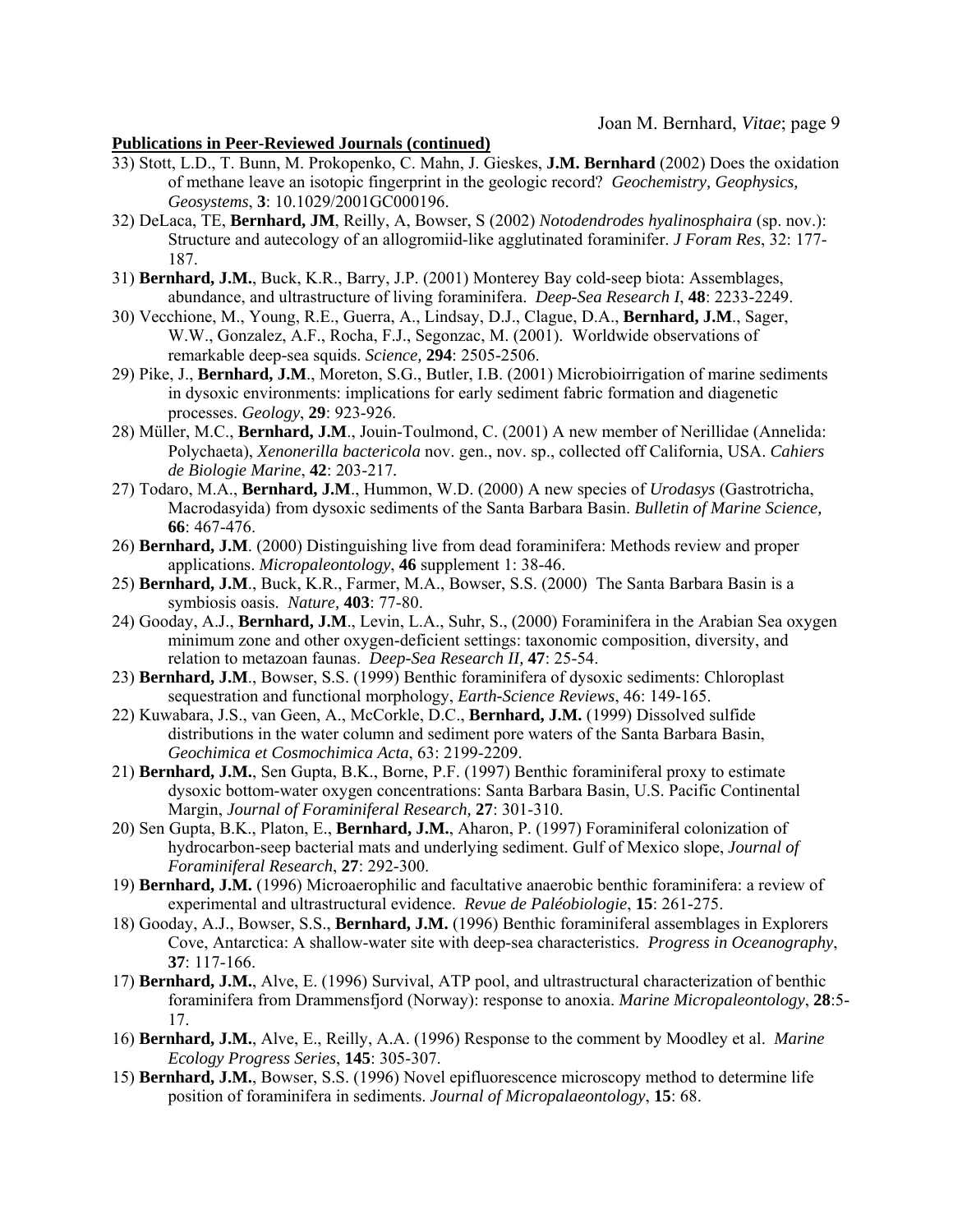**Publications in Peer-Reviewed Journals (continued)**

33) Stott, L.D., T. Bunn, M. Prokopenko, C. Mahn, J. Gieskes, **J.M. Bernhard** (2002) Does the oxidation of methane leave an isotopic fingerprint in the geologic record? *Geochemistry, Geophysics, Geosystems*, **3**: 10.1029/2001GC000196.

32) DeLaca, TE, **Bernhard, JM**, Reilly, A, Bowser, S (2002) *Notodendrodes hyalinosphaira* (sp. nov.): Structure and autecology of an allogromiid-like agglutinated foraminifer. *J Foram Res*, 32: 177-187.

31) **Bernhard, J.M.**, Buck, K.R., Barry, J.P. (2001) Monterey Bay cold-seep biota: Assemblages, abundance, and ultrastructure of living foraminifera. *Deep-Sea Research I*, **48**: 2233-2249.

30) Vecchione, M., Young, R.E., Guerra, A., Lindsay, D.J., Clague, D.A., **Bernhard, J.M**., Sager, W.W., Gonzalez, A.F., Rocha, F.J., Segonzac, M. (2001). Worldwide observations of remarkable deep-sea squids. *Science,* **294**: 2505-2506.

29) Pike, J., **Bernhard, J.M**., Moreton, S.G., Butler, I.B. (2001) Microbioirrigation of marine sediments in dysoxic environments: implications for early sediment fabric formation and diagenetic processes. *Geology*, **29**: 923-926.

28) Müller, M.C., **Bernhard, J.M**., Jouin-Toulmond, C. (2001) A new member of Nerillidae (Annelida: Polychaeta), *Xenonerilla bactericola* nov. gen., nov. sp., collected off California, USA. *Cahiers de Biologie Marine*, **42**: 203-217.

27) Todaro, M.A., **Bernhard, J.M**., Hummon, W.D. (2000) A new species of *Urodasys* (Gastrotricha, Macrodasyida) from dysoxic sediments of the Santa Barbara Basin. *Bulletin of Marine Science,* **66**: 467-476.

26) **Bernhard, J.M**. (2000) Distinguishing live from dead foraminifera: Methods review and proper applications. *Micropaleontology*, **46** supplement 1: 38-46.

25) **Bernhard, J.M**., Buck, K.R., Farmer, M.A., Bowser, S.S. (2000) The Santa Barbara Basin is a symbiosis oasis. *Nature,* **403**: 77-80.

24) Gooday, A.J., **Bernhard, J.M**., Levin, L.A., Suhr, S., (2000) Foraminifera in the Arabian Sea oxygen minimum zone and other oxygen-deficient settings: taxonomic composition, diversity, and relation to metazoan faunas. *Deep-Sea Research II,* **47**: 25-54.

23) **Bernhard, J.M**., Bowser, S.S. (1999) Benthic foraminifera of dysoxic sediments: Chloroplast sequestration and functional morphology, *Earth-Science Reviews*, 46: 149-165.

22) Kuwabara, J.S., van Geen, A., McCorkle, D.C., **Bernhard, J.M.** (1999) Dissolved sulfide distributions in the water column and sediment pore waters of the Santa Barbara Basin, *Geochimica et Cosmochimica Acta*, 63: 2199-2209.

21) **Bernhard, J.M.**, Sen Gupta, B.K., Borne, P.F. (1997) Benthic foraminiferal proxy to estimate dysoxic bottom-water oxygen concentrations: Santa Barbara Basin, U.S. Pacific Continental Margin, *Journal of Foraminiferal Research,* **27**: 301-310.

20) Sen Gupta, B.K., Platon, E., **Bernhard, J.M.**, Aharon, P. (1997) Foraminiferal colonization of hydrocarbon-seep bacterial mats and underlying sediment. Gulf of Mexico slope, *Journal of Foraminiferal Research*, **27**: 292-300.

19) **Bernhard, J.M.** (1996) Microaerophilic and facultative anaerobic benthic foraminifera: a review of experimental and ultrastructural evidence. *Revue de Paléobiologie*, **15**: 261-275.

18) Gooday, A.J., Bowser, S.S., **Bernhard, J.M.** (1996) Benthic foraminiferal assemblages in Explorers Cove, Antarctica: A shallow-water site with deep-sea characteristics. *Progress in Oceanography*, **37**: 117-166.

17) **Bernhard, J.M.**, Alve, E. (1996) Survival, ATP pool, and ultrastructural characterization of benthic foraminifera from Drammensfjord (Norway): response to anoxia. *Marine Micropaleontology*, **28**:5-17.

16) **Bernhard, J.M.**, Alve, E., Reilly, A.A. (1996) Response to the comment by Moodley et al. *Marine Ecology Progress Series*, **145**: 305-307.

15) **Bernhard, J.M.**, Bowser, S.S. (1996) Novel epifluorescence microscopy method to determine life position of foraminifera in sediments. *Journal of Micropalaeontology*, **15**: 68.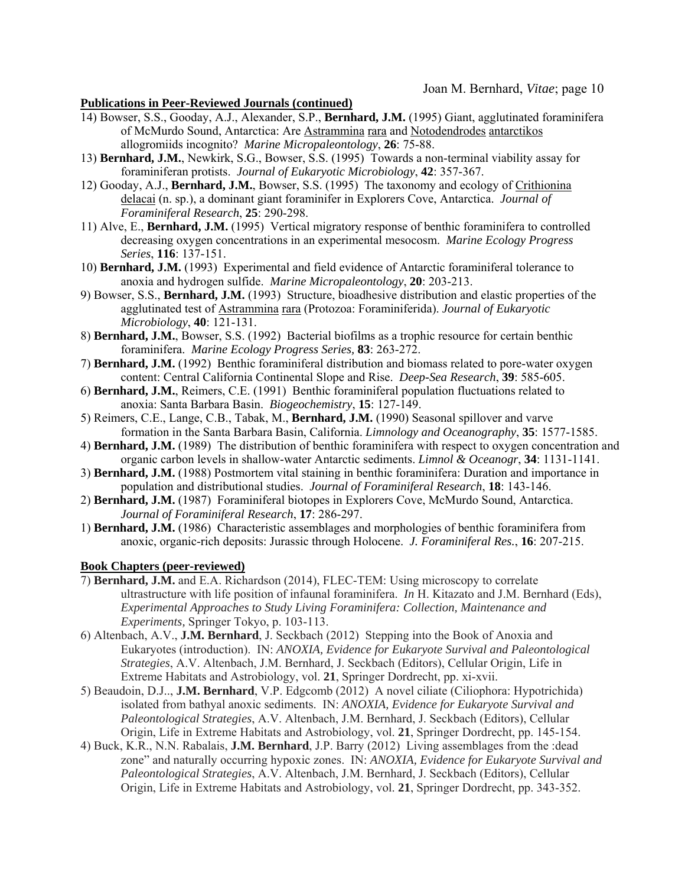**Publications in Peer-Reviewed Journals (continued)**

14) Bowser, S.S., Gooday, A.J., Alexander, S.P., **Bernhard, J.M.** (1995) Giant, agglutinated foraminifera of McMurdo Sound, Antarctica: Are Astrammina rara and Notodendrodes antarctikos allogromiids incognito? *Marine Micropaleontology*, **26**: 75-88.

13) **Bernhard, J.M.**, Newkirk, S.G., Bowser, S.S. (1995) Towards a non-terminal viability assay for foraminiferan protists. *Journal of Eukaryotic Microbiology*, **42**: 357-367.

12) Gooday, A.J., **Bernhard, J.M.**, Bowser, S.S. (1995) The taxonomy and ecology of Crithionina delacai (n. sp.), a dominant giant foraminifer in Explorers Cove, Antarctica. *Journal of Foraminiferal Research*, **25**: 290-298.

11) Alve, E., **Bernhard, J.M.** (1995) Vertical migratory response of benthic foraminifera to controlled decreasing oxygen concentrations in an experimental mesocosm. *Marine Ecology Progress Series*, **116**: 137-151.

10) **Bernhard, J.M.** (1993) Experimental and field evidence of Antarctic foraminiferal tolerance to anoxia and hydrogen sulfide. *Marine Micropaleontology*, **20**: 203-213.

9) Bowser, S.S., **Bernhard, J.M.** (1993) Structure, bioadhesive distribution and elastic properties of the agglutinated test of Astrammina rara (Protozoa: Foraminiferida). *Journal of Eukaryotic Microbiology*, **40**: 121-131.

8) **Bernhard, J.M.**, Bowser, S.S. (1992) Bacterial biofilms as a trophic resource for certain benthic foraminifera. *Marine Ecology Progress Series,* **83**: 263-272.

7) **Bernhard, J.M.** (1992) Benthic foraminiferal distribution and biomass related to pore-water oxygen content: Central California Continental Slope and Rise. *Deep-Sea Research*, **39**: 585-605.

6) **Bernhard, J.M.**, Reimers, C.E. (1991) Benthic foraminiferal population fluctuations related to anoxia: Santa Barbara Basin. *Biogeochemistry*, **15**: 127-149.

5) Reimers, C.E., Lange, C.B., Tabak, M., **Bernhard, J.M.** (1990) Seasonal spillover and varve formation in the Santa Barbara Basin, California. *Limnology and Oceanography*, **35**: 1577-1585.

4) **Bernhard, J.M.** (1989) The distribution of benthic foraminifera with respect to oxygen concentration and organic carbon levels in shallow-water Antarctic sediments. *Limnol & Oceanogr*, **34**: 1131-1141.

3) **Bernhard, J.M.** (1988) Postmortem vital staining in benthic foraminifera: Duration and importance in population and distributional studies. *Journal of Foraminiferal Research*, **18**: 143-146.

2) **Bernhard, J.M.** (1987) Foraminiferal biotopes in Explorers Cove, McMurdo Sound, Antarctica. *Journal of Foraminiferal Research*, **17**: 286-297.

1) **Bernhard, J.M.** (1986) Characteristic assemblages and morphologies of benthic foraminifera from anoxic, organic-rich deposits: Jurassic through Holocene. *J. Foraminiferal Res.*, **16**: 207-215.

**Book Chapters (peer-reviewed)**

7) **Bernhard, J.M.** and E.A. Richardson (2014), FLEC-TEM: Using microscopy to correlate ultrastructure with life position of infaunal foraminifera. *In* H. Kitazato and J.M. Bernhard (Eds), *Experimental Approaches to Study Living Foraminifera: Collection, Maintenance and Experiments,* Springer Tokyo, p. 103-113.

6) Altenbach, A.V., **J.M. Bernhard**, J. Seckbach (2012) Stepping into the Book of Anoxia and Eukaryotes (introduction). IN: *ANOXIA, Evidence for Eukaryote Survival and Paleontological Strategies*, A.V. Altenbach, J.M. Bernhard, J. Seckbach (Editors), Cellular Origin, Life in Extreme Habitats and Astrobiology, vol. **21**, Springer Dordrecht, pp. xi-xvii.

5) Beaudoin, D.J.., **J.M. Bernhard**, V.P. Edgcomb (2012) A novel ciliate (Ciliophora: Hypotrichida) isolated from bathyal anoxic sediments. IN: *ANOXIA, Evidence for Eukaryote Survival and Paleontological Strategies*, A.V. Altenbach, J.M. Bernhard, J. Seckbach (Editors), Cellular Origin, Life in Extreme Habitats and Astrobiology, vol. **21**, Springer Dordrecht, pp. 145-154.

4) Buck, K.R., N.N. Rabalais, **J.M. Bernhard**, J.P. Barry (2012) Living assemblages from the :dead zone" and naturally occurring hypoxic zones. IN: *ANOXIA, Evidence for Eukaryote Survival and Paleontological Strategies*, A.V. Altenbach, J.M. Bernhard, J. Seckbach (Editors), Cellular Origin, Life in Extreme Habitats and Astrobiology, vol. **21**, Springer Dordrecht, pp. 343-352.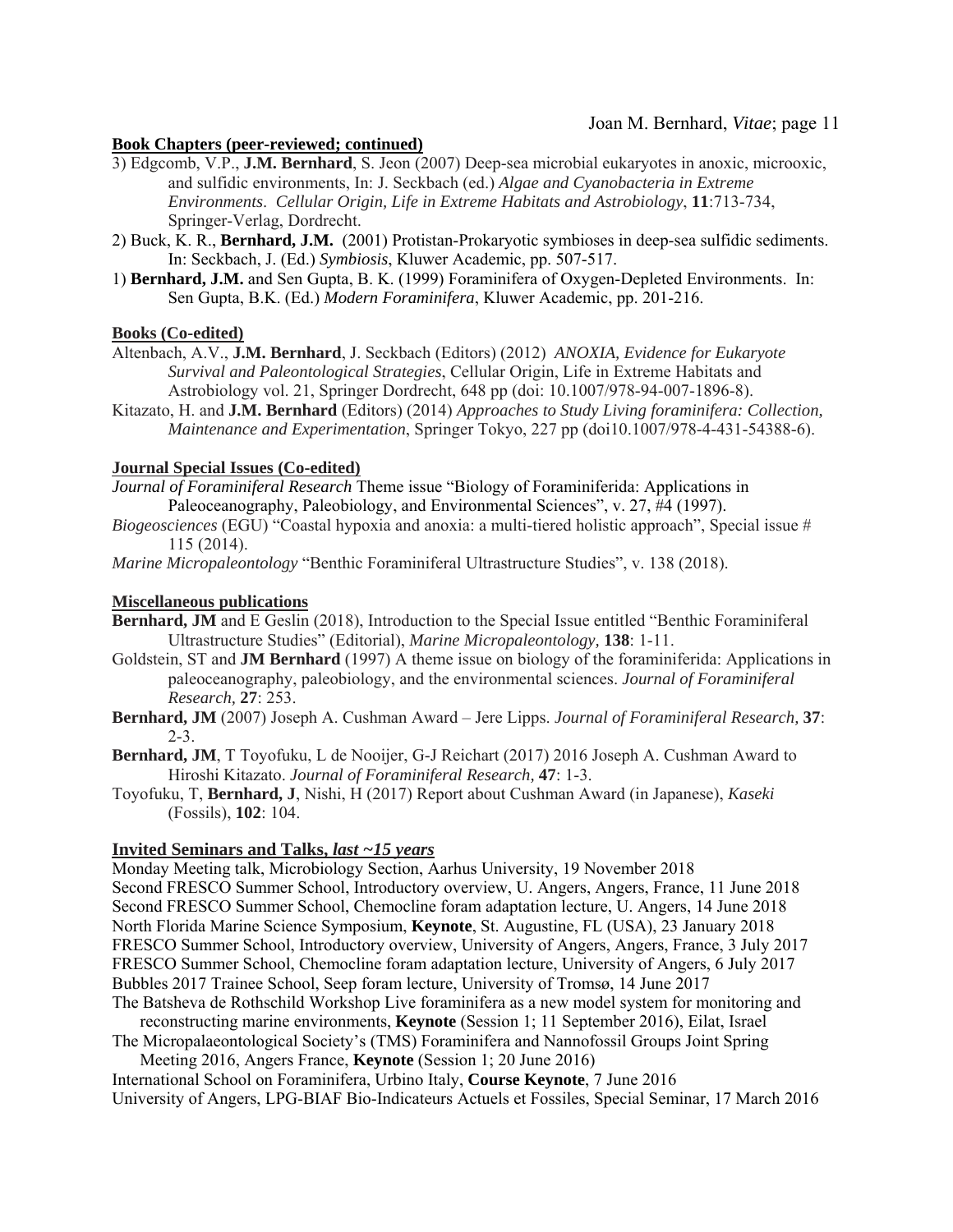**Book Chapters (peer-reviewed; continued)**

3) Edgcomb, V.P., **J.M. Bernhard**, S. Jeon (2007) Deep-sea microbial eukaryotes in anoxic, microoxic, and sulfidic environments, In: J. Seckbach (ed.) *Algae and Cyanobacteria in Extreme Environments*. *Cellular Origin, Life in Extreme Habitats and Astrobiology*, **11**:713-734, Springer-Verlag, Dordrecht.

2) Buck, K. R., **Bernhard, J.M.** (2001) Protistan-Prokaryotic symbioses in deep-sea sulfidic sediments. In: Seckbach, J. (Ed.) *Symbiosis*, Kluwer Academic, pp. 507-517.

1) **Bernhard, J.M.** and Sen Gupta, B. K. (1999) Foraminifera of Oxygen-Depleted Environments. In: Sen Gupta, B.K. (Ed.) *Modern Foraminifera*, Kluwer Academic, pp. 201-216.

**Books (Co-edited)**

Altenbach, A.V., **J.M. Bernhard**, J. Seckbach (Editors) (2012) *ANOXIA, Evidence for Eukaryote Survival and Paleontological Strategies*, Cellular Origin, Life in Extreme Habitats and Astrobiology vol. 21, Springer Dordrecht, 648 pp (doi: 10.1007/978-94-007-1896-8).

Kitazato, H. and **J.M. Bernhard** (Editors) (2014) *Approaches to Study Living foraminifera: Collection, Maintenance and Experimentation*, Springer Tokyo, 227 pp (doi10.1007/978-4-431-54388-6).

**Journal Special Issues (Co-edited)**

*Journal of Foraminiferal Research* Theme issue "Biology of Foraminiferida: Applications in Paleoceanography, Paleobiology, and Environmental Sciences", v. 27, #4 (1997).

*Biogeosciences* (EGU) "Coastal hypoxia and anoxia: a multi-tiered holistic approach", Special issue # 115 (2014).

*Marine Micropaleontology* "Benthic Foraminiferal Ultrastructure Studies", v. 138 (2018).

**Miscellaneous publications**

**Bernhard, JM** and E Geslin (2018), Introduction to the Special Issue entitled "Benthic Foraminiferal Ultrastructure Studies" (Editorial), *Marine Micropaleontology,* **138**: 1-11.

Goldstein, ST and **JM Bernhard** (1997) A theme issue on biology of the foraminiferida: Applications in paleoceanography, paleobiology, and the environmental sciences. *Journal of Foraminiferal Research,* **27**: 253.

**Bernhard, JM** (2007) Joseph A. Cushman Award – Jere Lipps. *Journal of Foraminiferal Research,* **37**: 2-3.

**Bernhard, JM**, T Toyofuku, L de Nooijer, G-J Reichart (2017) 2016 Joseph A. Cushman Award to Hiroshi Kitazato. *Journal of Foraminiferal Research,* **47**: 1-3.

Toyofuku, T, **Bernhard, J**, Nishi, H (2017) Report about Cushman Award (in Japanese), *Kaseki* (Fossils), **102**: 104.

**Invited Seminars and Talks,** ***last ~15 years***

Monday Meeting talk, Microbiology Section, Aarhus University, 19 November 2018
Second FRESCO Summer School, Introductory overview, U. Angers, Angers, France, 11 June 2018
Second FRESCO Summer School, Chemocline foram adaptation lecture, U. Angers, 14 June 2018
North Florida Marine Science Symposium, **Keynote**, St. Augustine, FL (USA), 23 January 2018
FRESCO Summer School, Introductory overview, University of Angers, Angers, France, 3 July 2017
FRESCO Summer School, Chemocline foram adaptation lecture, University of Angers, 6 July 2017
Bubbles 2017 Trainee School, Seep foram lecture, University of Tromsø, 14 June 2017
The Batsheva de Rothschild Workshop Live foraminifera as a new model system for monitoring and reconstructing marine environments, **Keynote** (Session 1; 11 September 2016), Eilat, Israel
The Micropalaeontological Society's (TMS) Foraminifera and Nannofossil Groups Joint Spring Meeting 2016, Angers France, **Keynote** (Session 1; 20 June 2016)
International School on Foraminifera, Urbino Italy, **Course Keynote**, 7 June 2016
University of Angers, LPG-BIAF Bio-Indicateurs Actuels et Fossiles, Special Seminar, 17 March 2016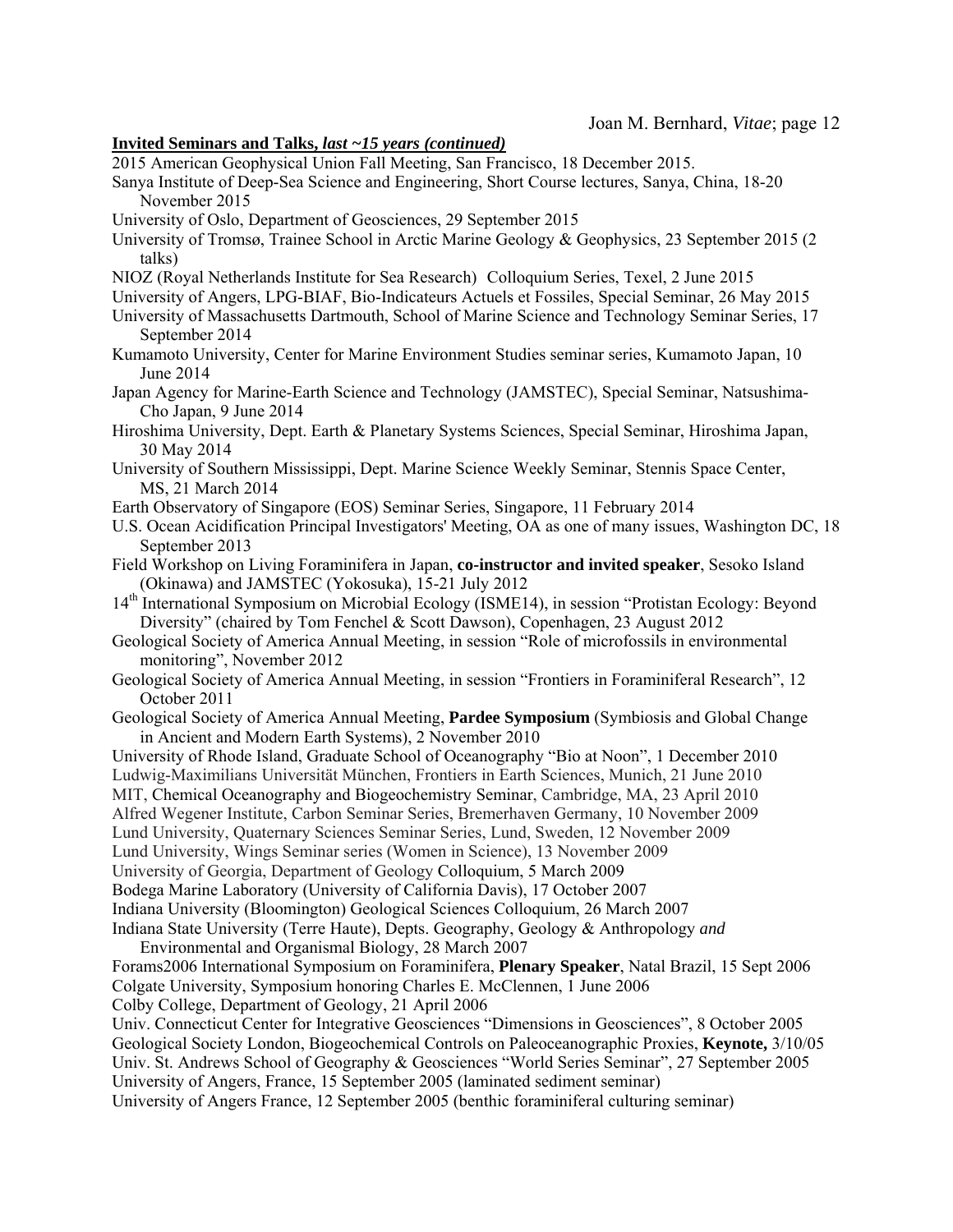**Invited Seminars and Talks, *last ~15 years (continued)***

2015 American Geophysical Union Fall Meeting, San Francisco, 18 December 2015.

Sanya Institute of Deep-Sea Science and Engineering, Short Course lectures, Sanya, China, 18-20 November 2015

University of Oslo, Department of Geosciences, 29 September 2015

University of Tromsø, Trainee School in Arctic Marine Geology & Geophysics, 23 September 2015 (2 talks)

NIOZ (Royal Netherlands Institute for Sea Research) Colloquium Series, Texel, 2 June 2015

University of Angers, LPG-BIAF, Bio-Indicateurs Actuels et Fossiles, Special Seminar, 26 May 2015

University of Massachusetts Dartmouth, School of Marine Science and Technology Seminar Series, 17 September 2014

Kumamoto University, Center for Marine Environment Studies seminar series, Kumamoto Japan, 10 June 2014

Japan Agency for Marine-Earth Science and Technology (JAMSTEC), Special Seminar, Natsushima-Cho Japan, 9 June 2014

Hiroshima University, Dept. Earth & Planetary Systems Sciences, Special Seminar, Hiroshima Japan, 30 May 2014

University of Southern Mississippi, Dept. Marine Science Weekly Seminar, Stennis Space Center, MS, 21 March 2014

Earth Observatory of Singapore (EOS) Seminar Series, Singapore, 11 February 2014

U.S. Ocean Acidification Principal Investigators' Meeting, OA as one of many issues, Washington DC, 18 September 2013

Field Workshop on Living Foraminifera in Japan, **co-instructor and invited speaker**, Sesoko Island (Okinawa) and JAMSTEC (Yokosuka), 15-21 July 2012

14th International Symposium on Microbial Ecology (ISME14), in session "Protistan Ecology: Beyond Diversity" (chaired by Tom Fenchel & Scott Dawson), Copenhagen, 23 August 2012

Geological Society of America Annual Meeting, in session "Role of microfossils in environmental monitoring", November 2012

Geological Society of America Annual Meeting, in session "Frontiers in Foraminiferal Research", 12 October 2011

Geological Society of America Annual Meeting, **Pardee Symposium** (Symbiosis and Global Change in Ancient and Modern Earth Systems), 2 November 2010

University of Rhode Island, Graduate School of Oceanography "Bio at Noon", 1 December 2010

Ludwig-Maximilians Universität München, Frontiers in Earth Sciences, Munich, 21 June 2010

MIT, Chemical Oceanography and Biogeochemistry Seminar, Cambridge, MA, 23 April 2010

Alfred Wegener Institute, Carbon Seminar Series, Bremerhaven Germany, 10 November 2009

Lund University, Quaternary Sciences Seminar Series, Lund, Sweden, 12 November 2009

Lund University, Wings Seminar series (Women in Science), 13 November 2009

University of Georgia, Department of Geology Colloquium, 5 March 2009

Bodega Marine Laboratory (University of California Davis), 17 October 2007

Indiana University (Bloomington) Geological Sciences Colloquium, 26 March 2007

Indiana State University (Terre Haute), Depts. Geography, Geology & Anthropology *and* Environmental and Organismal Biology, 28 March 2007

Forams2006 International Symposium on Foraminifera, **Plenary Speaker**, Natal Brazil, 15 Sept 2006

Colgate University, Symposium honoring Charles E. McClennen, 1 June 2006

Colby College, Department of Geology, 21 April 2006

Univ. Connecticut Center for Integrative Geosciences "Dimensions in Geosciences", 8 October 2005

Geological Society London, Biogeochemical Controls on Paleoceanographic Proxies, **Keynote,** 3/10/05

Univ. St. Andrews School of Geography & Geosciences "World Series Seminar", 27 September 2005

University of Angers, France, 15 September 2005 (laminated sediment seminar)

University of Angers France, 12 September 2005 (benthic foraminiferal culturing seminar)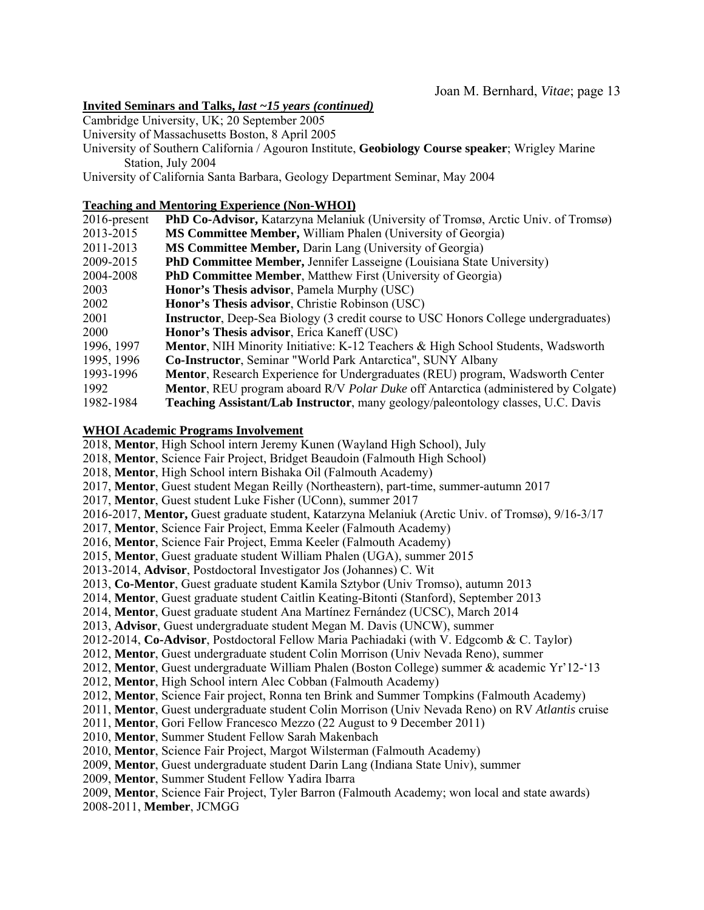**Invited Seminars and Talks, *last ~15 years (continued)***

Cambridge University, UK; 20 September 2005
University of Massachusetts Boston, 8 April 2005
University of Southern California / Agouron Institute, **Geobiology Course speaker**; Wrigley Marine Station, July 2004
University of California Santa Barbara, Geology Department Seminar, May 2004

**Teaching and Mentoring Experience (Non-WHOI)**

| | |
|---|---|
| 2016-present | **PhD Co-Advisor,** Katarzyna Melaniuk (University of Tromsø, Arctic Univ. of Tromsø) |
| 2013-2015 | **MS Committee Member,** William Phalen (University of Georgia) |
| 2011-2013 | **MS Committee Member,** Darin Lang (University of Georgia) |
| 2009-2015 | **PhD Committee Member,** Jennifer Lasseigne (Louisiana State University) |
| 2004-2008 | **PhD Committee Member**, Matthew First (University of Georgia) |
| 2003 | **Honor's Thesis advisor**, Pamela Murphy (USC) |
| 2002 | **Honor's Thesis advisor**, Christie Robinson (USC) |
| 2001 | **Instructor**, Deep-Sea Biology (3 credit course to USC Honors College undergraduates) |
| 2000 | **Honor's Thesis advisor**, Erica Kaneff (USC) |
| 1996, 1997 | **Mentor**, NIH Minority Initiative: K-12 Teachers & High School Students, Wadsworth |
| 1995, 1996 | **Co-Instructor**, Seminar "World Park Antarctica", SUNY Albany |
| 1993-1996 | **Mentor**, Research Experience for Undergraduates (REU) program, Wadsworth Center |
| 1992 | **Mentor**, REU program aboard R/V *Polar Duke* off Antarctica (administered by Colgate) |
| 1982-1984 | **Teaching Assistant/Lab Instructor**, many geology/paleontology classes, U.C. Davis |

**WHOI Academic Programs Involvement**

2018, **Mentor**, High School intern Jeremy Kunen (Wayland High School), July
2018, **Mentor**, Science Fair Project, Bridget Beaudoin (Falmouth High School)
2018, **Mentor**, High School intern Bishaka Oil (Falmouth Academy)
2017, **Mentor**, Guest student Megan Reilly (Northeastern), part-time, summer-autumn 2017
2017, **Mentor**, Guest student Luke Fisher (UConn), summer 2017
2016-2017, **Mentor,** Guest graduate student, Katarzyna Melaniuk (Arctic Univ. of Tromsø), 9/16-3/17
2017, **Mentor**, Science Fair Project, Emma Keeler (Falmouth Academy)
2016, **Mentor**, Science Fair Project, Emma Keeler (Falmouth Academy)
2015, **Mentor**, Guest graduate student William Phalen (UGA), summer 2015
2013-2014, **Advisor**, Postdoctoral Investigator Jos (Johannes) C. Wit
2013, **Co-Mentor**, Guest graduate student Kamila Sztybor (Univ Tromso), autumn 2013
2014, **Mentor**, Guest graduate student Caitlin Keating-Bitonti (Stanford), September 2013
2014, **Mentor**, Guest graduate student Ana Martínez Fernández (UCSC), March 2014
2013, **Advisor**, Guest undergraduate student Megan M. Davis (UNCW), summer
2012-2014, **Co-Advisor**, Postdoctoral Fellow Maria Pachiadaki (with V. Edgcomb & C. Taylor)
2012, **Mentor**, Guest undergraduate student Colin Morrison (Univ Nevada Reno), summer
2012, **Mentor**, Guest undergraduate William Phalen (Boston College) summer & academic Yr'12-'13
2012, **Mentor**, High School intern Alec Cobban (Falmouth Academy)
2012, **Mentor**, Science Fair project, Ronna ten Brink and Summer Tompkins (Falmouth Academy)
2011, **Mentor**, Guest undergraduate student Colin Morrison (Univ Nevada Reno) on RV *Atlantis* cruise
2011, **Mentor**, Gori Fellow Francesco Mezzo (22 August to 9 December 2011)
2010, **Mentor**, Summer Student Fellow Sarah Makenbach
2010, **Mentor**, Science Fair Project, Margot Wilsterman (Falmouth Academy)
2009, **Mentor**, Guest undergraduate student Darin Lang (Indiana State Univ), summer
2009, **Mentor**, Summer Student Fellow Yadira Ibarra
2009, **Mentor**, Science Fair Project, Tyler Barron (Falmouth Academy; won local and state awards)
2008-2011, **Member**, JCMGG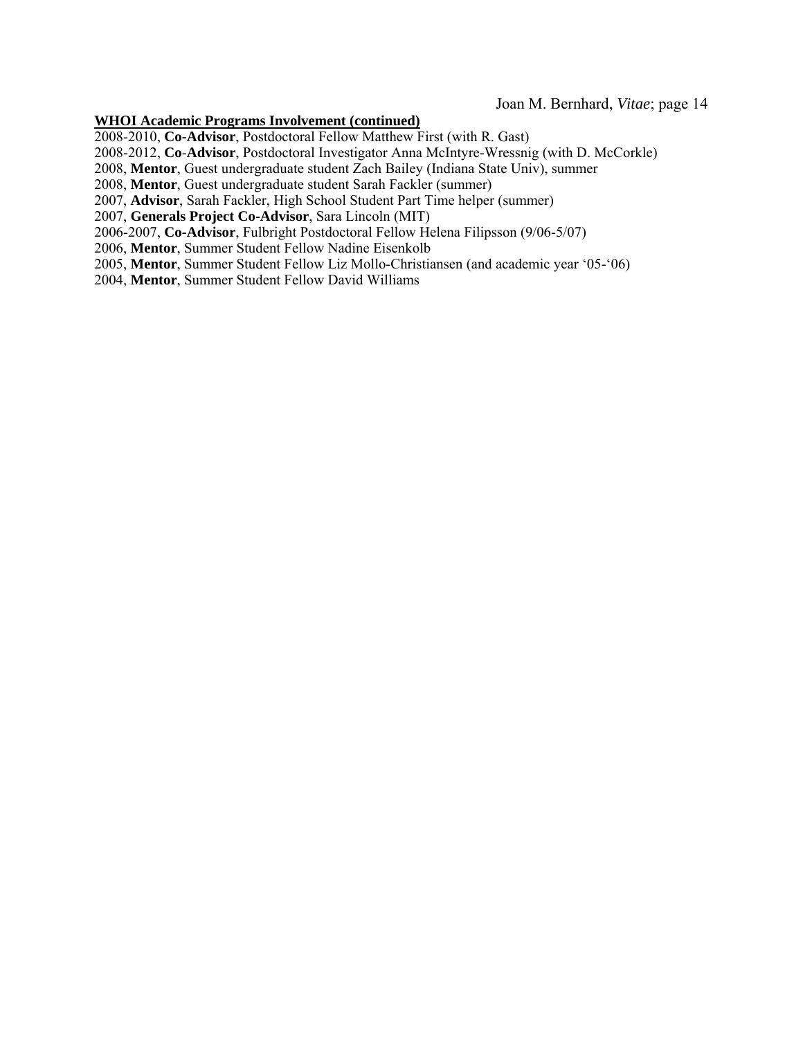**WHOI Academic Programs Involvement (continued)**

2008-2010, **Co-Advisor**, Postdoctoral Fellow Matthew First (with R. Gast)
2008-2012, **Co-Advisor**, Postdoctoral Investigator Anna McIntyre-Wressnig (with D. McCorkle)
2008, **Mentor**, Guest undergraduate student Zach Bailey (Indiana State Univ), summer
2008, **Mentor**, Guest undergraduate student Sarah Fackler (summer)
2007, **Advisor**, Sarah Fackler, High School Student Part Time helper (summer)
2007, **Generals Project Co-Advisor**, Sara Lincoln (MIT)
2006-2007, **Co-Advisor**, Fulbright Postdoctoral Fellow Helena Filipsson (9/06-5/07)
2006, **Mentor**, Summer Student Fellow Nadine Eisenkolb
2005, **Mentor**, Summer Student Fellow Liz Mollo-Christiansen (and academic year '05-'06)
2004, **Mentor**, Summer Student Fellow David Williams